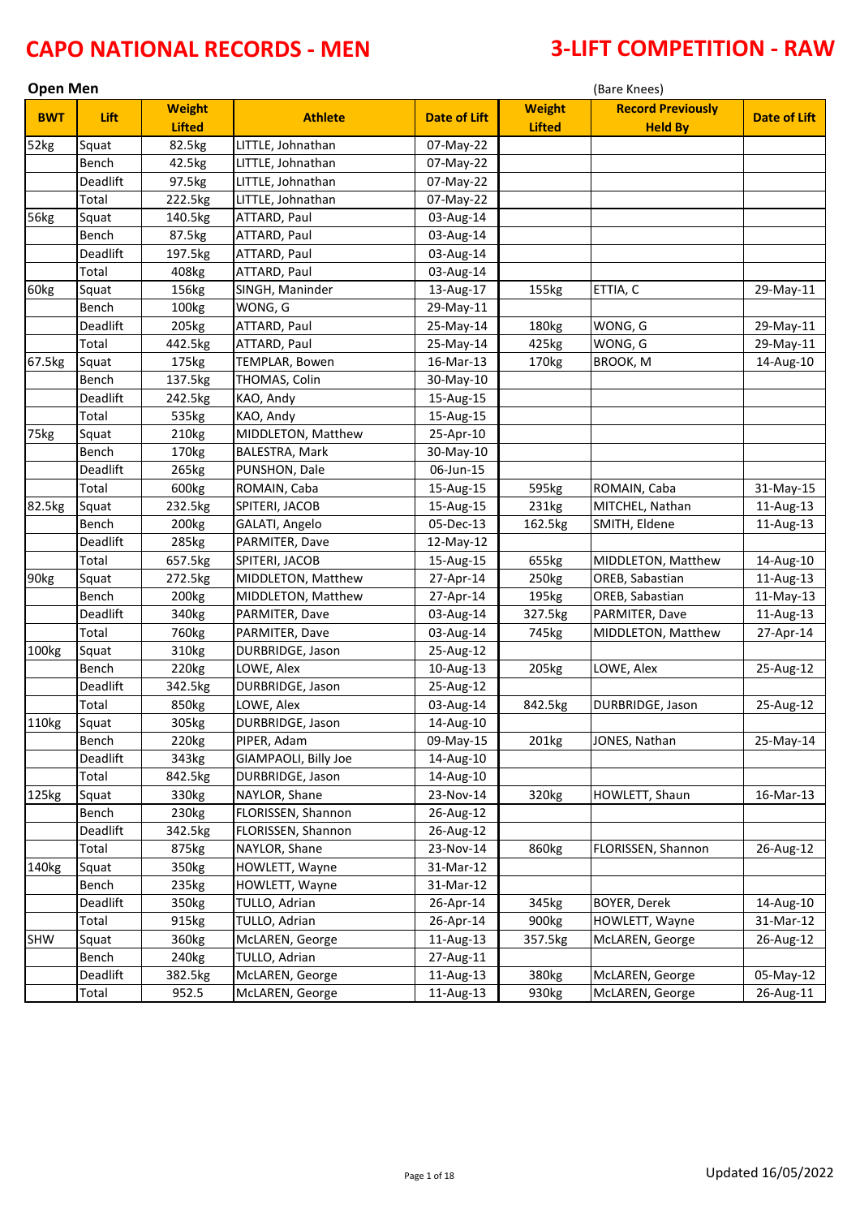# CAPO NATIONAL RECORDS - MEN

# 3-LIFT COMPETITION - RAW

**Open Men** (Bare Knees)

| BWT | Lift | Weight Lifted | Athlete | Date of Lift | Weight Lifted | Record Previously Held By | Date of Lift |
|---|---|---|---|---|---|---|---|
| 52kg | Squat | 82.5kg | LITTLE, Johnathan | 07-May-22 | | | |
| | Bench | 42.5kg | LITTLE, Johnathan | 07-May-22 | | | |
| | Deadlift | 97.5kg | LITTLE, Johnathan | 07-May-22 | | | |
| | Total | 222.5kg | LITTLE, Johnathan | 07-May-22 | | | |
| 56kg | Squat | 140.5kg | ATTARD, Paul | 03-Aug-14 | | | |
| | Bench | 87.5kg | ATTARD, Paul | 03-Aug-14 | | | |
| | Deadlift | 197.5kg | ATTARD, Paul | 03-Aug-14 | | | |
| | Total | 408kg | ATTARD, Paul | 03-Aug-14 | | | |
| 60kg | Squat | 156kg | SINGH, Maninder | 13-Aug-17 | 155kg | ETTIA, C | 29-May-11 |
| | Bench | 100kg | WONG, G | 29-May-11 | | | |
| | Deadlift | 205kg | ATTARD, Paul | 25-May-14 | 180kg | WONG, G | 29-May-11 |
| | Total | 442.5kg | ATTARD, Paul | 25-May-14 | 425kg | WONG, G | 29-May-11 |
| 67.5kg | Squat | 175kg | TEMPLAR, Bowen | 16-Mar-13 | 170kg | BROOK, M | 14-Aug-10 |
| | Bench | 137.5kg | THOMAS, Colin | 30-May-10 | | | |
| | Deadlift | 242.5kg | KAO, Andy | 15-Aug-15 | | | |
| | Total | 535kg | KAO, Andy | 15-Aug-15 | | | |
| 75kg | Squat | 210kg | MIDDLETON, Matthew | 25-Apr-10 | | | |
| | Bench | 170kg | BALESTRA, Mark | 30-May-10 | | | |
| | Deadlift | 265kg | PUNSHON, Dale | 06-Jun-15 | | | |
| | Total | 600kg | ROMAIN, Caba | 15-Aug-15 | 595kg | ROMAIN, Caba | 31-May-15 |
| 82.5kg | Squat | 232.5kg | SPITERI, JACOB | 15-Aug-15 | 231kg | MITCHEL, Nathan | 11-Aug-13 |
| | Bench | 200kg | GALATI, Angelo | 05-Dec-13 | 162.5kg | SMITH, Eldene | 11-Aug-13 |
| | Deadlift | 285kg | PARMITER, Dave | 12-May-12 | | | |
| | Total | 657.5kg | SPITERI, JACOB | 15-Aug-15 | 655kg | MIDDLETON, Matthew | 14-Aug-10 |
| 90kg | Squat | 272.5kg | MIDDLETON, Matthew | 27-Apr-14 | 250kg | OREB, Sabastian | 11-Aug-13 |
| | Bench | 200kg | MIDDLETON, Matthew | 27-Apr-14 | 195kg | OREB, Sabastian | 11-May-13 |
| | Deadlift | 340kg | PARMITER, Dave | 03-Aug-14 | 327.5kg | PARMITER, Dave | 11-Aug-13 |
| | Total | 760kg | PARMITER, Dave | 03-Aug-14 | 745kg | MIDDLETON, Matthew | 27-Apr-14 |
| 100kg | Squat | 310kg | DURBRIDGE, Jason | 25-Aug-12 | | | |
| | Bench | 220kg | LOWE, Alex | 10-Aug-13 | 205kg | LOWE, Alex | 25-Aug-12 |
| | Deadlift | 342.5kg | DURBRIDGE, Jason | 25-Aug-12 | | | |
| | Total | 850kg | LOWE, Alex | 03-Aug-14 | 842.5kg | DURBRIDGE, Jason | 25-Aug-12 |
| 110kg | Squat | 305kg | DURBRIDGE, Jason | 14-Aug-10 | | | |
| | Bench | 220kg | PIPER, Adam | 09-May-15 | 201kg | JONES, Nathan | 25-May-14 |
| | Deadlift | 343kg | GIAMPAOLI, Billy Joe | 14-Aug-10 | | | |
| | Total | 842.5kg | DURBRIDGE, Jason | 14-Aug-10 | | | |
| 125kg | Squat | 330kg | NAYLOR, Shane | 23-Nov-14 | 320kg | HOWLETT, Shaun | 16-Mar-13 |
| | Bench | 230kg | FLORISSEN, Shannon | 26-Aug-12 | | | |
| | Deadlift | 342.5kg | FLORISSEN, Shannon | 26-Aug-12 | | | |
| | Total | 875kg | NAYLOR, Shane | 23-Nov-14 | 860kg | FLORISSEN, Shannon | 26-Aug-12 |
| 140kg | Squat | 350kg | HOWLETT, Wayne | 31-Mar-12 | | | |
| | Bench | 235kg | HOWLETT, Wayne | 31-Mar-12 | | | |
| | Deadlift | 350kg | TULLO, Adrian | 26-Apr-14 | 345kg | BOYER, Derek | 14-Aug-10 |
| | Total | 915kg | TULLO, Adrian | 26-Apr-14 | 900kg | HOWLETT, Wayne | 31-Mar-12 |
| SHW | Squat | 360kg | McLAREN, George | 11-Aug-13 | 357.5kg | McLAREN, George | 26-Aug-12 |
| | Bench | 240kg | TULLO, Adrian | 27-Aug-11 | | | |
| | Deadlift | 382.5kg | McLAREN, George | 11-Aug-13 | 380kg | McLAREN, George | 05-May-12 |
| | Total | 952.5 | McLAREN, George | 11-Aug-13 | 930kg | McLAREN, George | 26-Aug-11 |

Updated 16/05/2022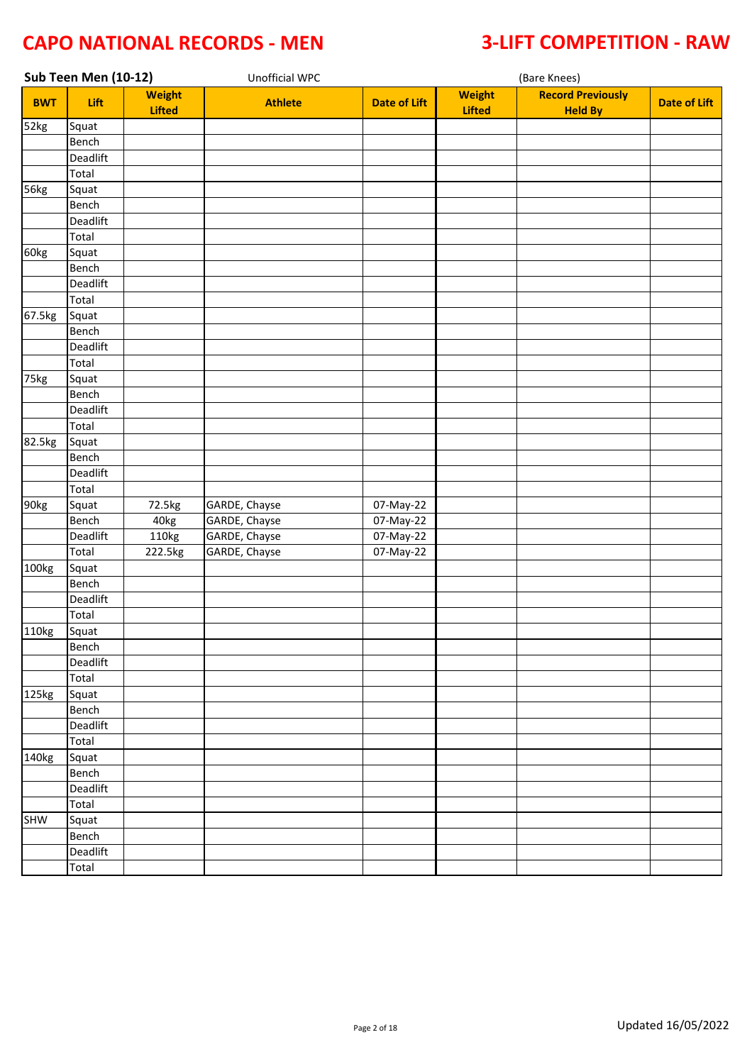# CAPO NATIONAL RECORDS - MEN

# 3-LIFT COMPETITION - RAW

## Sub Teen Men (10-12)

Unofficial WPC

(Bare Knees)

| BWT | Lift | Weight Lifted | Athlete | Date of Lift | Weight Lifted | Record Previously Held By | Date of Lift |
|---|---|---|---|---|---|---|---|
| 52kg | Squat | | | | | | |
| | Bench | | | | | | |
| | Deadlift | | | | | | |
| | Total | | | | | | |
| 56kg | Squat | | | | | | |
| | Bench | | | | | | |
| | Deadlift | | | | | | |
| | Total | | | | | | |
| 60kg | Squat | | | | | | |
| | Bench | | | | | | |
| | Deadlift | | | | | | |
| | Total | | | | | | |
| 67.5kg | Squat | | | | | | |
| | Bench | | | | | | |
| | Deadlift | | | | | | |
| | Total | | | | | | |
| 75kg | Squat | | | | | | |
| | Bench | | | | | | |
| | Deadlift | | | | | | |
| | Total | | | | | | |
| 82.5kg | Squat | | | | | | |
| | Bench | | | | | | |
| | Deadlift | | | | | | |
| | Total | | | | | | |
| 90kg | Squat | 72.5kg | GARDE, Chayse | 07-May-22 | | | |
| | Bench | 40kg | GARDE, Chayse | 07-May-22 | | | |
| | Deadlift | 110kg | GARDE, Chayse | 07-May-22 | | | |
| | Total | 222.5kg | GARDE, Chayse | 07-May-22 | | | |
| 100kg | Squat | | | | | | |
| | Bench | | | | | | |
| | Deadlift | | | | | | |
| | Total | | | | | | |
| 110kg | Squat | | | | | | |
| | Bench | | | | | | |
| | Deadlift | | | | | | |
| | Total | | | | | | |
| 125kg | Squat | | | | | | |
| | Bench | | | | | | |
| | Deadlift | | | | | | |
| | Total | | | | | | |
| 140kg | Squat | | | | | | |
| | Bench | | | | | | |
| | Deadlift | | | | | | |
| | Total | | | | | | |
| SHW | Squat | | | | | | |
| | Bench | | | | | | |
| | Deadlift | | | | | | |
| | Total | | | | | | |

Updated 16/05/2022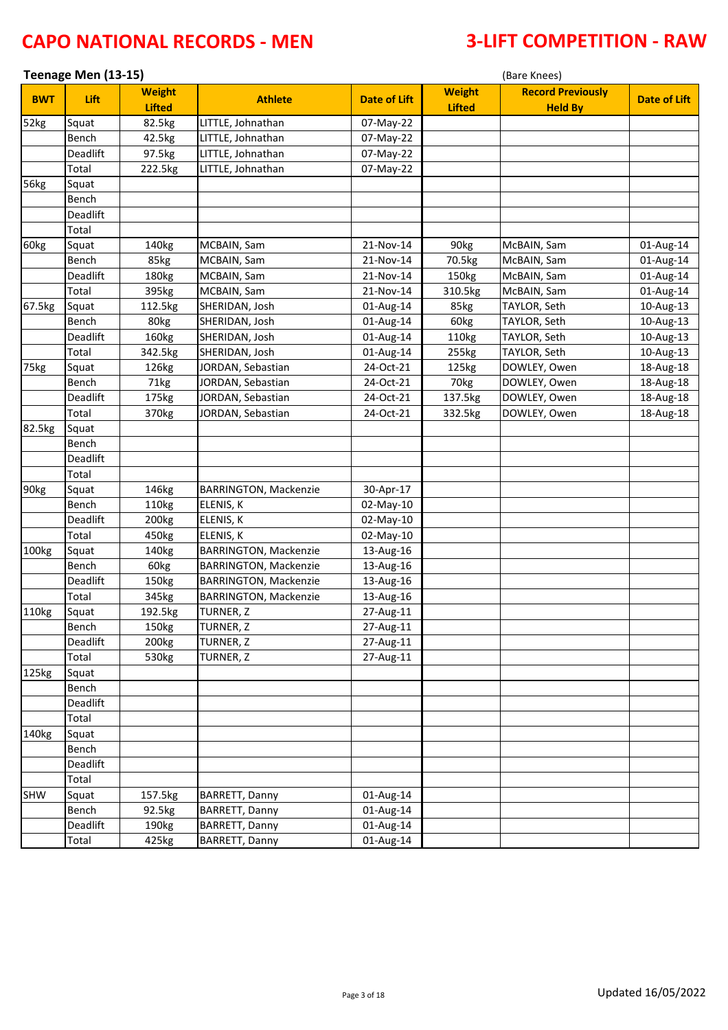# CAPO NATIONAL RECORDS - MEN

# 3-LIFT COMPETITION - RAW

**Teenage Men (13-15)** (Bare Knees)

| BWT | Lift | Weight Lifted | Athlete | Date of Lift | Weight Lifted | Record Previously Held By | Date of Lift |
|---|---|---|---|---|---|---|---|
| 52kg | Squat | 82.5kg | LITTLE, Johnathan | 07-May-22 | | | |
| | Bench | 42.5kg | LITTLE, Johnathan | 07-May-22 | | | |
| | Deadlift | 97.5kg | LITTLE, Johnathan | 07-May-22 | | | |
| | Total | 222.5kg | LITTLE, Johnathan | 07-May-22 | | | |
| 56kg | Squat | | | | | | |
| | Bench | | | | | | |
| | Deadlift | | | | | | |
| | Total | | | | | | |
| 60kg | Squat | 140kg | MCBAIN, Sam | 21-Nov-14 | 90kg | McBAIN, Sam | 01-Aug-14 |
| | Bench | 85kg | MCBAIN, Sam | 21-Nov-14 | 70.5kg | McBAIN, Sam | 01-Aug-14 |
| | Deadlift | 180kg | MCBAIN, Sam | 21-Nov-14 | 150kg | McBAIN, Sam | 01-Aug-14 |
| | Total | 395kg | MCBAIN, Sam | 21-Nov-14 | 310.5kg | McBAIN, Sam | 01-Aug-14 |
| 67.5kg | Squat | 112.5kg | SHERIDAN, Josh | 01-Aug-14 | 85kg | TAYLOR, Seth | 10-Aug-13 |
| | Bench | 80kg | SHERIDAN, Josh | 01-Aug-14 | 60kg | TAYLOR, Seth | 10-Aug-13 |
| | Deadlift | 160kg | SHERIDAN, Josh | 01-Aug-14 | 110kg | TAYLOR, Seth | 10-Aug-13 |
| | Total | 342.5kg | SHERIDAN, Josh | 01-Aug-14 | 255kg | TAYLOR, Seth | 10-Aug-13 |
| 75kg | Squat | 126kg | JORDAN, Sebastian | 24-Oct-21 | 125kg | DOWLEY, Owen | 18-Aug-18 |
| | Bench | 71kg | JORDAN, Sebastian | 24-Oct-21 | 70kg | DOWLEY, Owen | 18-Aug-18 |
| | Deadlift | 175kg | JORDAN, Sebastian | 24-Oct-21 | 137.5kg | DOWLEY, Owen | 18-Aug-18 |
| | Total | 370kg | JORDAN, Sebastian | 24-Oct-21 | 332.5kg | DOWLEY, Owen | 18-Aug-18 |
| 82.5kg | Squat | | | | | | |
| | Bench | | | | | | |
| | Deadlift | | | | | | |
| | Total | | | | | | |
| 90kg | Squat | 146kg | BARRINGTON, Mackenzie | 30-Apr-17 | | | |
| | Bench | 110kg | ELENIS, K | 02-May-10 | | | |
| | Deadlift | 200kg | ELENIS, K | 02-May-10 | | | |
| | Total | 450kg | ELENIS, K | 02-May-10 | | | |
| 100kg | Squat | 140kg | BARRINGTON, Mackenzie | 13-Aug-16 | | | |
| | Bench | 60kg | BARRINGTON, Mackenzie | 13-Aug-16 | | | |
| | Deadlift | 150kg | BARRINGTON, Mackenzie | 13-Aug-16 | | | |
| | Total | 345kg | BARRINGTON, Mackenzie | 13-Aug-16 | | | |
| 110kg | Squat | 192.5kg | TURNER, Z | 27-Aug-11 | | | |
| | Bench | 150kg | TURNER, Z | 27-Aug-11 | | | |
| | Deadlift | 200kg | TURNER, Z | 27-Aug-11 | | | |
| | Total | 530kg | TURNER, Z | 27-Aug-11 | | | |
| 125kg | Squat | | | | | | |
| | Bench | | | | | | |
| | Deadlift | | | | | | |
| | Total | | | | | | |
| 140kg | Squat | | | | | | |
| | Bench | | | | | | |
| | Deadlift | | | | | | |
| | Total | | | | | | |
| SHW | Squat | 157.5kg | BARRETT, Danny | 01-Aug-14 | | | |
| | Bench | 92.5kg | BARRETT, Danny | 01-Aug-14 | | | |
| | Deadlift | 190kg | BARRETT, Danny | 01-Aug-14 | | | |
| | Total | 425kg | BARRETT, Danny | 01-Aug-14 | | | |

Updated 16/05/2022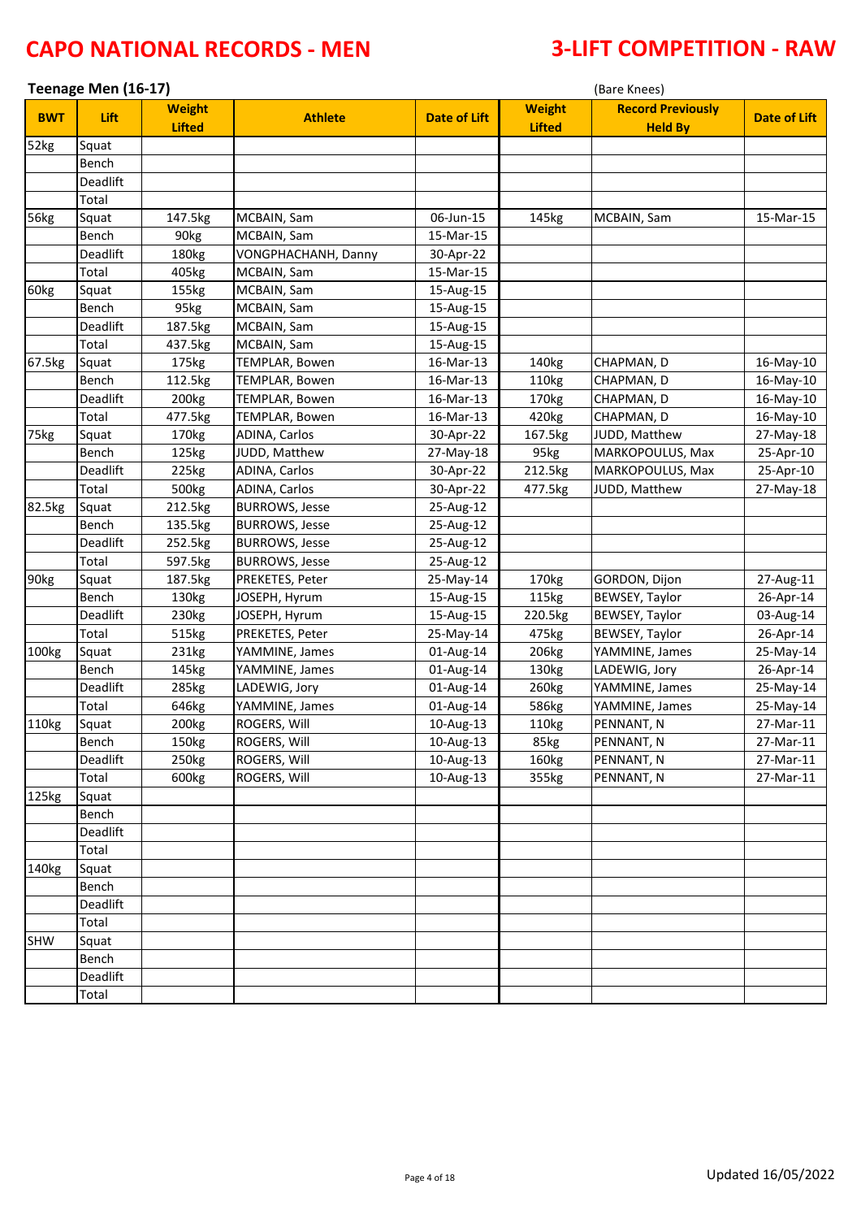# CAPO NATIONAL RECORDS - MEN

# 3-LIFT COMPETITION - RAW

## Teenage Men (16-17)

(Bare Knees)

| BWT | Lift | Weight Lifted | Athlete | Date of Lift | Weight Lifted | Record Previously Held By | Date of Lift |
|---|---|---|---|---|---|---|---|
| 52kg | Squat | | | | | | |
| | Bench | | | | | | |
| | Deadlift | | | | | | |
| | Total | | | | | | |
| 56kg | Squat | 147.5kg | MCBAIN, Sam | 06-Jun-15 | 145kg | MCBAIN, Sam | 15-Mar-15 |
| | Bench | 90kg | MCBAIN, Sam | 15-Mar-15 | | | |
| | Deadlift | 180kg | VONGPHACHANH, Danny | 30-Apr-22 | | | |
| | Total | 405kg | MCBAIN, Sam | 15-Mar-15 | | | |
| 60kg | Squat | 155kg | MCBAIN, Sam | 15-Aug-15 | | | |
| | Bench | 95kg | MCBAIN, Sam | 15-Aug-15 | | | |
| | Deadlift | 187.5kg | MCBAIN, Sam | 15-Aug-15 | | | |
| | Total | 437.5kg | MCBAIN, Sam | 15-Aug-15 | | | |
| 67.5kg | Squat | 175kg | TEMPLAR, Bowen | 16-Mar-13 | 140kg | CHAPMAN, D | 16-May-10 |
| | Bench | 112.5kg | TEMPLAR, Bowen | 16-Mar-13 | 110kg | CHAPMAN, D | 16-May-10 |
| | Deadlift | 200kg | TEMPLAR, Bowen | 16-Mar-13 | 170kg | CHAPMAN, D | 16-May-10 |
| | Total | 477.5kg | TEMPLAR, Bowen | 16-Mar-13 | 420kg | CHAPMAN, D | 16-May-10 |
| 75kg | Squat | 170kg | ADINA, Carlos | 30-Apr-22 | 167.5kg | JUDD, Matthew | 27-May-18 |
| | Bench | 125kg | JUDD, Matthew | 27-May-18 | 95kg | MARKOPOULUS, Max | 25-Apr-10 |
| | Deadlift | 225kg | ADINA, Carlos | 30-Apr-22 | 212.5kg | MARKOPOULUS, Max | 25-Apr-10 |
| | Total | 500kg | ADINA, Carlos | 30-Apr-22 | 477.5kg | JUDD, Matthew | 27-May-18 |
| 82.5kg | Squat | 212.5kg | BURROWS, Jesse | 25-Aug-12 | | | |
| | Bench | 135.5kg | BURROWS, Jesse | 25-Aug-12 | | | |
| | Deadlift | 252.5kg | BURROWS, Jesse | 25-Aug-12 | | | |
| | Total | 597.5kg | BURROWS, Jesse | 25-Aug-12 | | | |
| 90kg | Squat | 187.5kg | PREKETES, Peter | 25-May-14 | 170kg | GORDON, Dijon | 27-Aug-11 |
| | Bench | 130kg | JOSEPH, Hyrum | 15-Aug-15 | 115kg | BEWSEY, Taylor | 26-Apr-14 |
| | Deadlift | 230kg | JOSEPH, Hyrum | 15-Aug-15 | 220.5kg | BEWSEY, Taylor | 03-Aug-14 |
| | Total | 515kg | PREKETES, Peter | 25-May-14 | 475kg | BEWSEY, Taylor | 26-Apr-14 |
| 100kg | Squat | 231kg | YAMMINE, James | 01-Aug-14 | 206kg | YAMMINE, James | 25-May-14 |
| | Bench | 145kg | YAMMINE, James | 01-Aug-14 | 130kg | LADEWIG, Jory | 26-Apr-14 |
| | Deadlift | 285kg | LADEWIG, Jory | 01-Aug-14 | 260kg | YAMMINE, James | 25-May-14 |
| | Total | 646kg | YAMMINE, James | 01-Aug-14 | 586kg | YAMMINE, James | 25-May-14 |
| 110kg | Squat | 200kg | ROGERS, Will | 10-Aug-13 | 110kg | PENNANT, N | 27-Mar-11 |
| | Bench | 150kg | ROGERS, Will | 10-Aug-13 | 85kg | PENNANT, N | 27-Mar-11 |
| | Deadlift | 250kg | ROGERS, Will | 10-Aug-13 | 160kg | PENNANT, N | 27-Mar-11 |
| | Total | 600kg | ROGERS, Will | 10-Aug-13 | 355kg | PENNANT, N | 27-Mar-11 |
| 125kg | Squat | | | | | | |
| | Bench | | | | | | |
| | Deadlift | | | | | | |
| | Total | | | | | | |
| 140kg | Squat | | | | | | |
| | Bench | | | | | | |
| | Deadlift | | | | | | |
| | Total | | | | | | |
| SHW | Squat | | | | | | |
| | Bench | | | | | | |
| | Deadlift | | | | | | |
| | Total | | | | | | |

Updated 16/05/2022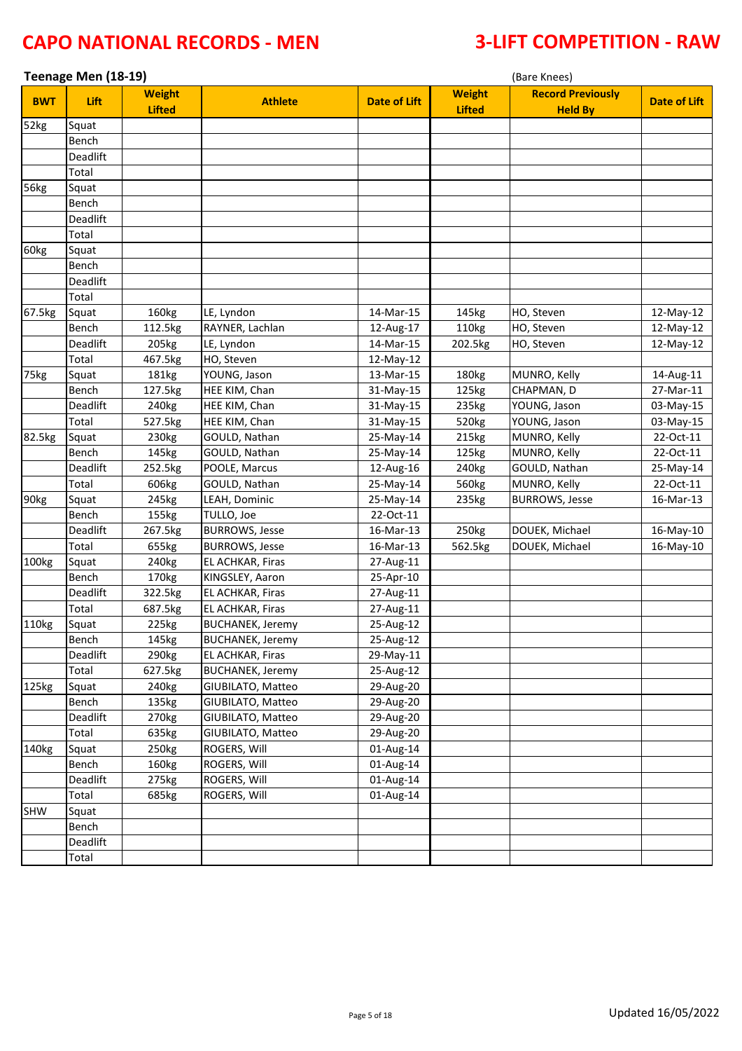# CAPO NATIONAL RECORDS - MEN

# 3-LIFT COMPETITION - RAW

**Teenage Men (18-19)** (Bare Knees)

| BWT | Lift | Weight Lifted | Athlete | Date of Lift | Weight Lifted | Record Previously Held By | Date of Lift |
|---|---|---|---|---|---|---|---|
| 52kg | Squat | | | | | | |
| | Bench | | | | | | |
| | Deadlift | | | | | | |
| | Total | | | | | | |
| 56kg | Squat | | | | | | |
| | Bench | | | | | | |
| | Deadlift | | | | | | |
| | Total | | | | | | |
| 60kg | Squat | | | | | | |
| | Bench | | | | | | |
| | Deadlift | | | | | | |
| | Total | | | | | | |
| 67.5kg | Squat | 160kg | LE, Lyndon | 14-Mar-15 | 145kg | HO, Steven | 12-May-12 |
| | Bench | 112.5kg | RAYNER, Lachlan | 12-Aug-17 | 110kg | HO, Steven | 12-May-12 |
| | Deadlift | 205kg | LE, Lyndon | 14-Mar-15 | 202.5kg | HO, Steven | 12-May-12 |
| | Total | 467.5kg | HO, Steven | 12-May-12 | | | |
| 75kg | Squat | 181kg | YOUNG, Jason | 13-Mar-15 | 180kg | MUNRO, Kelly | 14-Aug-11 |
| | Bench | 127.5kg | HEE KIM, Chan | 31-May-15 | 125kg | CHAPMAN, D | 27-Mar-11 |
| | Deadlift | 240kg | HEE KIM, Chan | 31-May-15 | 235kg | YOUNG, Jason | 03-May-15 |
| | Total | 527.5kg | HEE KIM, Chan | 31-May-15 | 520kg | YOUNG, Jason | 03-May-15 |
| 82.5kg | Squat | 230kg | GOULD, Nathan | 25-May-14 | 215kg | MUNRO, Kelly | 22-Oct-11 |
| | Bench | 145kg | GOULD, Nathan | 25-May-14 | 125kg | MUNRO, Kelly | 22-Oct-11 |
| | Deadlift | 252.5kg | POOLE, Marcus | 12-Aug-16 | 240kg | GOULD, Nathan | 25-May-14 |
| | Total | 606kg | GOULD, Nathan | 25-May-14 | 560kg | MUNRO, Kelly | 22-Oct-11 |
| 90kg | Squat | 245kg | LEAH, Dominic | 25-May-14 | 235kg | BURROWS, Jesse | 16-Mar-13 |
| | Bench | 155kg | TULLO, Joe | 22-Oct-11 | | | |
| | Deadlift | 267.5kg | BURROWS, Jesse | 16-Mar-13 | 250kg | DOUEK, Michael | 16-May-10 |
| | Total | 655kg | BURROWS, Jesse | 16-Mar-13 | 562.5kg | DOUEK, Michael | 16-May-10 |
| 100kg | Squat | 240kg | EL ACHKAR, Firas | 27-Aug-11 | | | |
| | Bench | 170kg | KINGSLEY, Aaron | 25-Apr-10 | | | |
| | Deadlift | 322.5kg | EL ACHKAR, Firas | 27-Aug-11 | | | |
| | Total | 687.5kg | EL ACHKAR, Firas | 27-Aug-11 | | | |
| 110kg | Squat | 225kg | BUCHANEK, Jeremy | 25-Aug-12 | | | |
| | Bench | 145kg | BUCHANEK, Jeremy | 25-Aug-12 | | | |
| | Deadlift | 290kg | EL ACHKAR, Firas | 29-May-11 | | | |
| | Total | 627.5kg | BUCHANEK, Jeremy | 25-Aug-12 | | | |
| 125kg | Squat | 240kg | GIUBILATO, Matteo | 29-Aug-20 | | | |
| | Bench | 135kg | GIUBILATO, Matteo | 29-Aug-20 | | | |
| | Deadlift | 270kg | GIUBILATO, Matteo | 29-Aug-20 | | | |
| | Total | 635kg | GIUBILATO, Matteo | 29-Aug-20 | | | |
| 140kg | Squat | 250kg | ROGERS, Will | 01-Aug-14 | | | |
| | Bench | 160kg | ROGERS, Will | 01-Aug-14 | | | |
| | Deadlift | 275kg | ROGERS, Will | 01-Aug-14 | | | |
| | Total | 685kg | ROGERS, Will | 01-Aug-14 | | | |
| SHW | Squat | | | | | | |
| | Bench | | | | | | |
| | Deadlift | | | | | | |
| | Total | | | | | | |

Updated 16/05/2022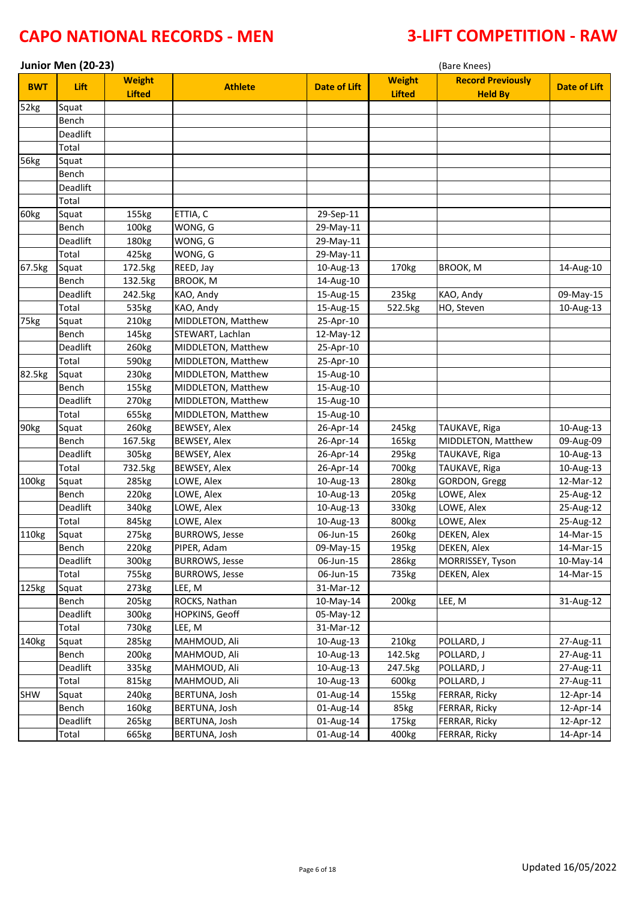# CAPO NATIONAL RECORDS - MEN

# 3-LIFT COMPETITION - RAW

**Junior Men (20-23)** (Bare Knees)

| BWT | Lift | Weight Lifted | Athlete | Date of Lift | Weight Lifted | Record Previously Held By | Date of Lift |
|---|---|---|---|---|---|---|---|
| 52kg | Squat | | | | | | |
| | Bench | | | | | | |
| | Deadlift | | | | | | |
| | Total | | | | | | |
| 56kg | Squat | | | | | | |
| | Bench | | | | | | |
| | Deadlift | | | | | | |
| | Total | | | | | | |
| 60kg | Squat | 155kg | ETTIA, C | 29-Sep-11 | | | |
| | Bench | 100kg | WONG, G | 29-May-11 | | | |
| | Deadlift | 180kg | WONG, G | 29-May-11 | | | |
| | Total | 425kg | WONG, G | 29-May-11 | | | |
| 67.5kg | Squat | 172.5kg | REED, Jay | 10-Aug-13 | 170kg | BROOK, M | 14-Aug-10 |
| | Bench | 132.5kg | BROOK, M | 14-Aug-10 | | | |
| | Deadlift | 242.5kg | KAO, Andy | 15-Aug-15 | 235kg | KAO, Andy | 09-May-15 |
| | Total | 535kg | KAO, Andy | 15-Aug-15 | 522.5kg | HO, Steven | 10-Aug-13 |
| 75kg | Squat | 210kg | MIDDLETON, Matthew | 25-Apr-10 | | | |
| | Bench | 145kg | STEWART, Lachlan | 12-May-12 | | | |
| | Deadlift | 260kg | MIDDLETON, Matthew | 25-Apr-10 | | | |
| | Total | 590kg | MIDDLETON, Matthew | 25-Apr-10 | | | |
| 82.5kg | Squat | 230kg | MIDDLETON, Matthew | 15-Aug-10 | | | |
| | Bench | 155kg | MIDDLETON, Matthew | 15-Aug-10 | | | |
| | Deadlift | 270kg | MIDDLETON, Matthew | 15-Aug-10 | | | |
| | Total | 655kg | MIDDLETON, Matthew | 15-Aug-10 | | | |
| 90kg | Squat | 260kg | BEWSEY, Alex | 26-Apr-14 | 245kg | TAUKAVE, Riga | 10-Aug-13 |
| | Bench | 167.5kg | BEWSEY, Alex | 26-Apr-14 | 165kg | MIDDLETON, Matthew | 09-Aug-09 |
| | Deadlift | 305kg | BEWSEY, Alex | 26-Apr-14 | 295kg | TAUKAVE, Riga | 10-Aug-13 |
| | Total | 732.5kg | BEWSEY, Alex | 26-Apr-14 | 700kg | TAUKAVE, Riga | 10-Aug-13 |
| 100kg | Squat | 285kg | LOWE, Alex | 10-Aug-13 | 280kg | GORDON, Gregg | 12-Mar-12 |
| | Bench | 220kg | LOWE, Alex | 10-Aug-13 | 205kg | LOWE, Alex | 25-Aug-12 |
| | Deadlift | 340kg | LOWE, Alex | 10-Aug-13 | 330kg | LOWE, Alex | 25-Aug-12 |
| | Total | 845kg | LOWE, Alex | 10-Aug-13 | 800kg | LOWE, Alex | 25-Aug-12 |
| 110kg | Squat | 275kg | BURROWS, Jesse | 06-Jun-15 | 260kg | DEKEN, Alex | 14-Mar-15 |
| | Bench | 220kg | PIPER, Adam | 09-May-15 | 195kg | DEKEN, Alex | 14-Mar-15 |
| | Deadlift | 300kg | BURROWS, Jesse | 06-Jun-15 | 286kg | MORRISSEY, Tyson | 10-May-14 |
| | Total | 755kg | BURROWS, Jesse | 06-Jun-15 | 735kg | DEKEN, Alex | 14-Mar-15 |
| 125kg | Squat | 273kg | LEE, M | 31-Mar-12 | | | |
| | Bench | 205kg | ROCKS, Nathan | 10-May-14 | 200kg | LEE, M | 31-Aug-12 |
| | Deadlift | 300kg | HOPKINS, Geoff | 05-May-12 | | | |
| | Total | 730kg | LEE, M | 31-Mar-12 | | | |
| 140kg | Squat | 285kg | MAHMOUD, Ali | 10-Aug-13 | 210kg | POLLARD, J | 27-Aug-11 |
| | Bench | 200kg | MAHMOUD, Ali | 10-Aug-13 | 142.5kg | POLLARD, J | 27-Aug-11 |
| | Deadlift | 335kg | MAHMOUD, Ali | 10-Aug-13 | 247.5kg | POLLARD, J | 27-Aug-11 |
| | Total | 815kg | MAHMOUD, Ali | 10-Aug-13 | 600kg | POLLARD, J | 27-Aug-11 |
| SHW | Squat | 240kg | BERTUNA, Josh | 01-Aug-14 | 155kg | FERRAR, Ricky | 12-Apr-14 |
| | Bench | 160kg | BERTUNA, Josh | 01-Aug-14 | 85kg | FERRAR, Ricky | 12-Apr-14 |
| | Deadlift | 265kg | BERTUNA, Josh | 01-Aug-14 | 175kg | FERRAR, Ricky | 12-Apr-12 |
| | Total | 665kg | BERTUNA, Josh | 01-Aug-14 | 400kg | FERRAR, Ricky | 14-Apr-14 |

Updated 16/05/2022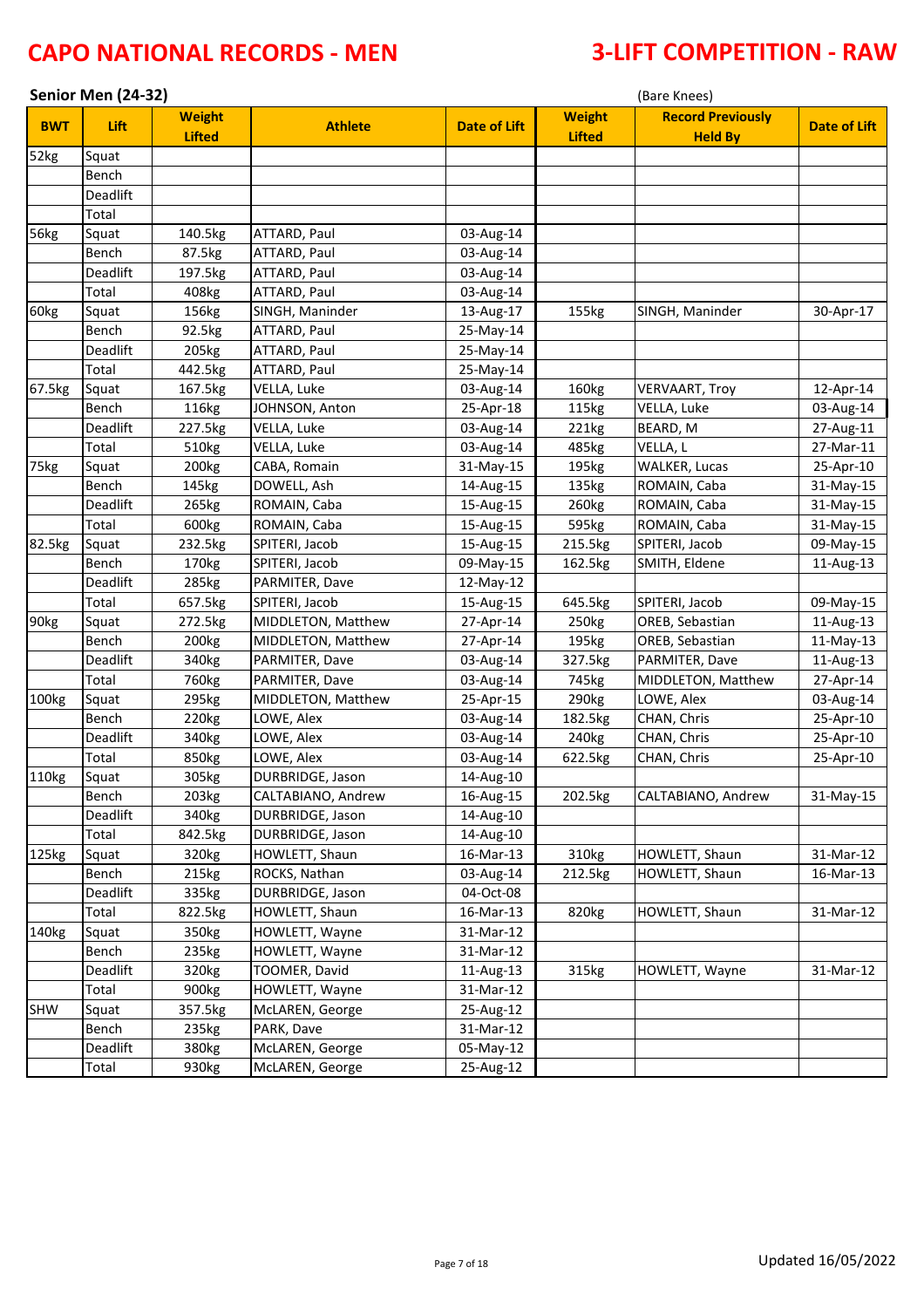# CAPO NATIONAL RECORDS - MEN

# 3-LIFT COMPETITION - RAW

## Senior Men (24-32)

(Bare Knees)

| BWT | Lift | Weight Lifted | Athlete | Date of Lift | Weight Lifted | Record Previously Held By | Date of Lift |
|---|---|---|---|---|---|---|---|
| 52kg | Squat | | | | | | |
| | Bench | | | | | | |
| | Deadlift | | | | | | |
| | Total | | | | | | |
| 56kg | Squat | 140.5kg | ATTARD, Paul | 03-Aug-14 | | | |
| | Bench | 87.5kg | ATTARD, Paul | 03-Aug-14 | | | |
| | Deadlift | 197.5kg | ATTARD, Paul | 03-Aug-14 | | | |
| | Total | 408kg | ATTARD, Paul | 03-Aug-14 | | | |
| 60kg | Squat | 156kg | SINGH, Maninder | 13-Aug-17 | 155kg | SINGH, Maninder | 30-Apr-17 |
| | Bench | 92.5kg | ATTARD, Paul | 25-May-14 | | | |
| | Deadlift | 205kg | ATTARD, Paul | 25-May-14 | | | |
| | Total | 442.5kg | ATTARD, Paul | 25-May-14 | | | |
| 67.5kg | Squat | 167.5kg | VELLA, Luke | 03-Aug-14 | 160kg | VERVAART, Troy | 12-Apr-14 |
| | Bench | 116kg | JOHNSON, Anton | 25-Apr-18 | 115kg | VELLA, Luke | 03-Aug-14 |
| | Deadlift | 227.5kg | VELLA, Luke | 03-Aug-14 | 221kg | BEARD, M | 27-Aug-11 |
| | Total | 510kg | VELLA, Luke | 03-Aug-14 | 485kg | VELLA, L | 27-Mar-11 |
| 75kg | Squat | 200kg | CABA, Romain | 31-May-15 | 195kg | WALKER, Lucas | 25-Apr-10 |
| | Bench | 145kg | DOWELL, Ash | 14-Aug-15 | 135kg | ROMAIN, Caba | 31-May-15 |
| | Deadlift | 265kg | ROMAIN, Caba | 15-Aug-15 | 260kg | ROMAIN, Caba | 31-May-15 |
| | Total | 600kg | ROMAIN, Caba | 15-Aug-15 | 595kg | ROMAIN, Caba | 31-May-15 |
| 82.5kg | Squat | 232.5kg | SPITERI, Jacob | 15-Aug-15 | 215.5kg | SPITERI, Jacob | 09-May-15 |
| | Bench | 170kg | SPITERI, Jacob | 09-May-15 | 162.5kg | SMITH, Eldene | 11-Aug-13 |
| | Deadlift | 285kg | PARMITER, Dave | 12-May-12 | | | |
| | Total | 657.5kg | SPITERI, Jacob | 15-Aug-15 | 645.5kg | SPITERI, Jacob | 09-May-15 |
| 90kg | Squat | 272.5kg | MIDDLETON, Matthew | 27-Apr-14 | 250kg | OREB, Sebastian | 11-Aug-13 |
| | Bench | 200kg | MIDDLETON, Matthew | 27-Apr-14 | 195kg | OREB, Sebastian | 11-May-13 |
| | Deadlift | 340kg | PARMITER, Dave | 03-Aug-14 | 327.5kg | PARMITER, Dave | 11-Aug-13 |
| | Total | 760kg | PARMITER, Dave | 03-Aug-14 | 745kg | MIDDLETON, Matthew | 27-Apr-14 |
| 100kg | Squat | 295kg | MIDDLETON, Matthew | 25-Apr-15 | 290kg | LOWE, Alex | 03-Aug-14 |
| | Bench | 220kg | LOWE, Alex | 03-Aug-14 | 182.5kg | CHAN, Chris | 25-Apr-10 |
| | Deadlift | 340kg | LOWE, Alex | 03-Aug-14 | 240kg | CHAN, Chris | 25-Apr-10 |
| | Total | 850kg | LOWE, Alex | 03-Aug-14 | 622.5kg | CHAN, Chris | 25-Apr-10 |
| 110kg | Squat | 305kg | DURBRIDGE, Jason | 14-Aug-10 | | | |
| | Bench | 203kg | CALTABIANO, Andrew | 16-Aug-15 | 202.5kg | CALTABIANO, Andrew | 31-May-15 |
| | Deadlift | 340kg | DURBRIDGE, Jason | 14-Aug-10 | | | |
| | Total | 842.5kg | DURBRIDGE, Jason | 14-Aug-10 | | | |
| 125kg | Squat | 320kg | HOWLETT, Shaun | 16-Mar-13 | 310kg | HOWLETT, Shaun | 31-Mar-12 |
| | Bench | 215kg | ROCKS, Nathan | 03-Aug-14 | 212.5kg | HOWLETT, Shaun | 16-Mar-13 |
| | Deadlift | 335kg | DURBRIDGE, Jason | 04-Oct-08 | | | |
| | Total | 822.5kg | HOWLETT, Shaun | 16-Mar-13 | 820kg | HOWLETT, Shaun | 31-Mar-12 |
| 140kg | Squat | 350kg | HOWLETT, Wayne | 31-Mar-12 | | | |
| | Bench | 235kg | HOWLETT, Wayne | 31-Mar-12 | | | |
| | Deadlift | 320kg | TOOMER, David | 11-Aug-13 | 315kg | HOWLETT, Wayne | 31-Mar-12 |
| | Total | 900kg | HOWLETT, Wayne | 31-Mar-12 | | | |
| SHW | Squat | 357.5kg | McLAREN, George | 25-Aug-12 | | | |
| | Bench | 235kg | PARK, Dave | 31-Mar-12 | | | |
| | Deadlift | 380kg | McLAREN, George | 05-May-12 | | | |
| | Total | 930kg | McLAREN, George | 25-Aug-12 | | | |

Updated 16/05/2022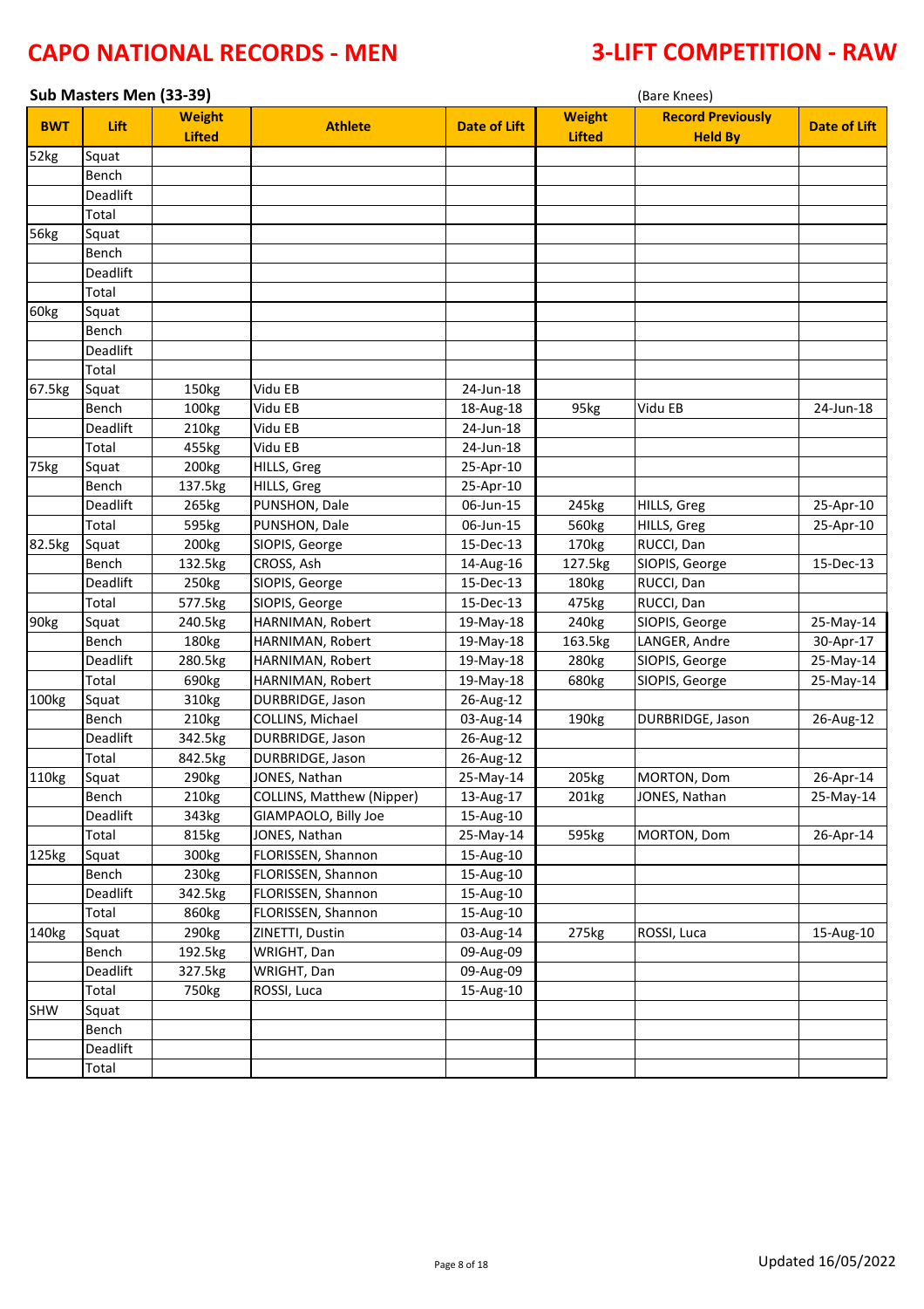# CAPO NATIONAL RECORDS - MEN

# 3-LIFT COMPETITION - RAW

## Sub Masters Men (33-39)

(Bare Knees)

| BWT | Lift | Weight Lifted | Athlete | Date of Lift | Weight Lifted | Record Previously Held By | Date of Lift |
|---|---|---|---|---|---|---|---|
| 52kg | Squat | | | | | | |
| | Bench | | | | | | |
| | Deadlift | | | | | | |
| | Total | | | | | | |
| 56kg | Squat | | | | | | |
| | Bench | | | | | | |
| | Deadlift | | | | | | |
| | Total | | | | | | |
| 60kg | Squat | | | | | | |
| | Bench | | | | | | |
| | Deadlift | | | | | | |
| | Total | | | | | | |
| 67.5kg | Squat | 150kg | Vidu EB | 24-Jun-18 | | | |
| | Bench | 100kg | Vidu EB | 18-Aug-18 | 95kg | Vidu EB | 24-Jun-18 |
| | Deadlift | 210kg | Vidu EB | 24-Jun-18 | | | |
| | Total | 455kg | Vidu EB | 24-Jun-18 | | | |
| 75kg | Squat | 200kg | HILLS, Greg | 25-Apr-10 | | | |
| | Bench | 137.5kg | HILLS, Greg | 25-Apr-10 | | | |
| | Deadlift | 265kg | PUNSHON, Dale | 06-Jun-15 | 245kg | HILLS, Greg | 25-Apr-10 |
| | Total | 595kg | PUNSHON, Dale | 06-Jun-15 | 560kg | HILLS, Greg | 25-Apr-10 |
| 82.5kg | Squat | 200kg | SIOPIS, George | 15-Dec-13 | 170kg | RUCCI, Dan | |
| | Bench | 132.5kg | CROSS, Ash | 14-Aug-16 | 127.5kg | SIOPIS, George | 15-Dec-13 |
| | Deadlift | 250kg | SIOPIS, George | 15-Dec-13 | 180kg | RUCCI, Dan | |
| | Total | 577.5kg | SIOPIS, George | 15-Dec-13 | 475kg | RUCCI, Dan | |
| 90kg | Squat | 240.5kg | HARNIMAN, Robert | 19-May-18 | 240kg | SIOPIS, George | 25-May-14 |
| | Bench | 180kg | HARNIMAN, Robert | 19-May-18 | 163.5kg | LANGER, Andre | 30-Apr-17 |
| | Deadlift | 280.5kg | HARNIMAN, Robert | 19-May-18 | 280kg | SIOPIS, George | 25-May-14 |
| | Total | 690kg | HARNIMAN, Robert | 19-May-18 | 680kg | SIOPIS, George | 25-May-14 |
| 100kg | Squat | 310kg | DURBRIDGE, Jason | 26-Aug-12 | | | |
| | Bench | 210kg | COLLINS, Michael | 03-Aug-14 | 190kg | DURBRIDGE, Jason | 26-Aug-12 |
| | Deadlift | 342.5kg | DURBRIDGE, Jason | 26-Aug-12 | | | |
| | Total | 842.5kg | DURBRIDGE, Jason | 26-Aug-12 | | | |
| 110kg | Squat | 290kg | JONES, Nathan | 25-May-14 | 205kg | MORTON, Dom | 26-Apr-14 |
| | Bench | 210kg | COLLINS, Matthew (Nipper) | 13-Aug-17 | 201kg | JONES, Nathan | 25-May-14 |
| | Deadlift | 343kg | GIAMPAOLO, Billy Joe | 15-Aug-10 | | | |
| | Total | 815kg | JONES, Nathan | 25-May-14 | 595kg | MORTON, Dom | 26-Apr-14 |
| 125kg | Squat | 300kg | FLORISSEN, Shannon | 15-Aug-10 | | | |
| | Bench | 230kg | FLORISSEN, Shannon | 15-Aug-10 | | | |
| | Deadlift | 342.5kg | FLORISSEN, Shannon | 15-Aug-10 | | | |
| | Total | 860kg | FLORISSEN, Shannon | 15-Aug-10 | | | |
| 140kg | Squat | 290kg | ZINETTI, Dustin | 03-Aug-14 | 275kg | ROSSI, Luca | 15-Aug-10 |
| | Bench | 192.5kg | WRIGHT, Dan | 09-Aug-09 | | | |
| | Deadlift | 327.5kg | WRIGHT, Dan | 09-Aug-09 | | | |
| | Total | 750kg | ROSSI, Luca | 15-Aug-10 | | | |
| SHW | Squat | | | | | | |
| | Bench | | | | | | |
| | Deadlift | | | | | | |
| | Total | | | | | | |

Updated 16/05/2022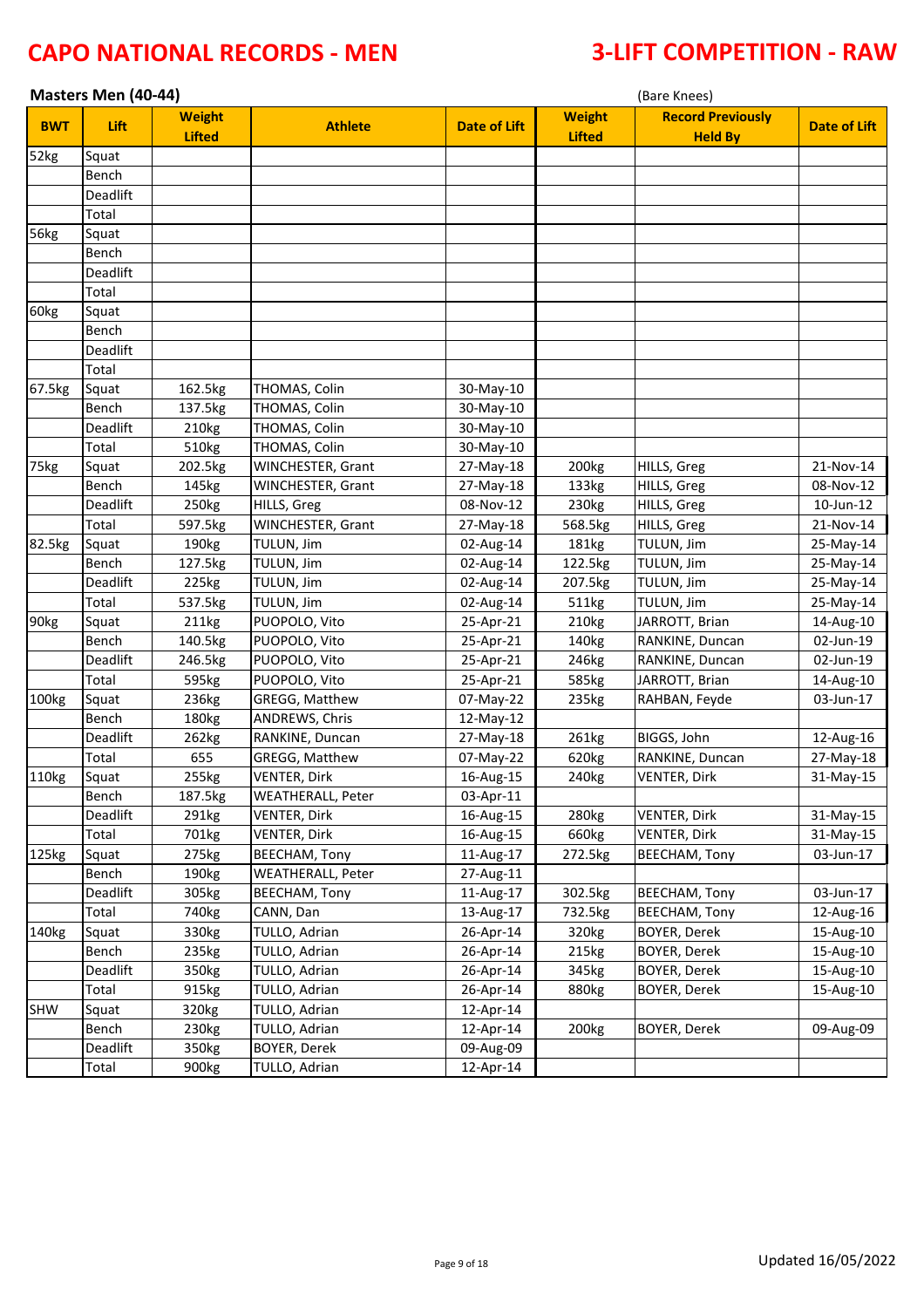# CAPO NATIONAL RECORDS - MEN

# 3-LIFT COMPETITION - RAW

**Masters Men (40-44)** (Bare Knees)

| BWT | Lift | Weight Lifted | Athlete | Date of Lift | Weight Lifted | Record Previously Held By | Date of Lift |
|---|---|---|---|---|---|---|---|
| 52kg | Squat | | | | | | |
| | Bench | | | | | | |
| | Deadlift | | | | | | |
| | Total | | | | | | |
| 56kg | Squat | | | | | | |
| | Bench | | | | | | |
| | Deadlift | | | | | | |
| | Total | | | | | | |
| 60kg | Squat | | | | | | |
| | Bench | | | | | | |
| | Deadlift | | | | | | |
| | Total | | | | | | |
| 67.5kg | Squat | 162.5kg | THOMAS, Colin | 30-May-10 | | | |
| | Bench | 137.5kg | THOMAS, Colin | 30-May-10 | | | |
| | Deadlift | 210kg | THOMAS, Colin | 30-May-10 | | | |
| | Total | 510kg | THOMAS, Colin | 30-May-10 | | | |
| 75kg | Squat | 202.5kg | WINCHESTER, Grant | 27-May-18 | 200kg | HILLS, Greg | 21-Nov-14 |
| | Bench | 145kg | WINCHESTER, Grant | 27-May-18 | 133kg | HILLS, Greg | 08-Nov-12 |
| | Deadlift | 250kg | HILLS, Greg | 08-Nov-12 | 230kg | HILLS, Greg | 10-Jun-12 |
| | Total | 597.5kg | WINCHESTER, Grant | 27-May-18 | 568.5kg | HILLS, Greg | 21-Nov-14 |
| 82.5kg | Squat | 190kg | TULUN, Jim | 02-Aug-14 | 181kg | TULUN, Jim | 25-May-14 |
| | Bench | 127.5kg | TULUN, Jim | 02-Aug-14 | 122.5kg | TULUN, Jim | 25-May-14 |
| | Deadlift | 225kg | TULUN, Jim | 02-Aug-14 | 207.5kg | TULUN, Jim | 25-May-14 |
| | Total | 537.5kg | TULUN, Jim | 02-Aug-14 | 511kg | TULUN, Jim | 25-May-14 |
| 90kg | Squat | 211kg | PUOPOLO, Vito | 25-Apr-21 | 210kg | JARROTT, Brian | 14-Aug-10 |
| | Bench | 140.5kg | PUOPOLO, Vito | 25-Apr-21 | 140kg | RANKINE, Duncan | 02-Jun-19 |
| | Deadlift | 246.5kg | PUOPOLO, Vito | 25-Apr-21 | 246kg | RANKINE, Duncan | 02-Jun-19 |
| | Total | 595kg | PUOPOLO, Vito | 25-Apr-21 | 585kg | JARROTT, Brian | 14-Aug-10 |
| 100kg | Squat | 236kg | GREGG, Matthew | 07-May-22 | 235kg | RAHBAN, Feyde | 03-Jun-17 |
| | Bench | 180kg | ANDREWS, Chris | 12-May-12 | | | |
| | Deadlift | 262kg | RANKINE, Duncan | 27-May-18 | 261kg | BIGGS, John | 12-Aug-16 |
| | Total | 655 | GREGG, Matthew | 07-May-22 | 620kg | RANKINE, Duncan | 27-May-18 |
| 110kg | Squat | 255kg | VENTER, Dirk | 16-Aug-15 | 240kg | VENTER, Dirk | 31-May-15 |
| | Bench | 187.5kg | WEATHERALL, Peter | 03-Apr-11 | | | |
| | Deadlift | 291kg | VENTER, Dirk | 16-Aug-15 | 280kg | VENTER, Dirk | 31-May-15 |
| | Total | 701kg | VENTER, Dirk | 16-Aug-15 | 660kg | VENTER, Dirk | 31-May-15 |
| 125kg | Squat | 275kg | BEECHAM, Tony | 11-Aug-17 | 272.5kg | BEECHAM, Tony | 03-Jun-17 |
| | Bench | 190kg | WEATHERALL, Peter | 27-Aug-11 | | | |
| | Deadlift | 305kg | BEECHAM, Tony | 11-Aug-17 | 302.5kg | BEECHAM, Tony | 03-Jun-17 |
| | Total | 740kg | CANN, Dan | 13-Aug-17 | 732.5kg | BEECHAM, Tony | 12-Aug-16 |
| 140kg | Squat | 330kg | TULLO, Adrian | 26-Apr-14 | 320kg | BOYER, Derek | 15-Aug-10 |
| | Bench | 235kg | TULLO, Adrian | 26-Apr-14 | 215kg | BOYER, Derek | 15-Aug-10 |
| | Deadlift | 350kg | TULLO, Adrian | 26-Apr-14 | 345kg | BOYER, Derek | 15-Aug-10 |
| | Total | 915kg | TULLO, Adrian | 26-Apr-14 | 880kg | BOYER, Derek | 15-Aug-10 |
| SHW | Squat | 320kg | TULLO, Adrian | 12-Apr-14 | | | |
| | Bench | 230kg | TULLO, Adrian | 12-Apr-14 | 200kg | BOYER, Derek | 09-Aug-09 |
| | Deadlift | 350kg | BOYER, Derek | 09-Aug-09 | | | |
| | Total | 900kg | TULLO, Adrian | 12-Apr-14 | | | |

Updated 16/05/2022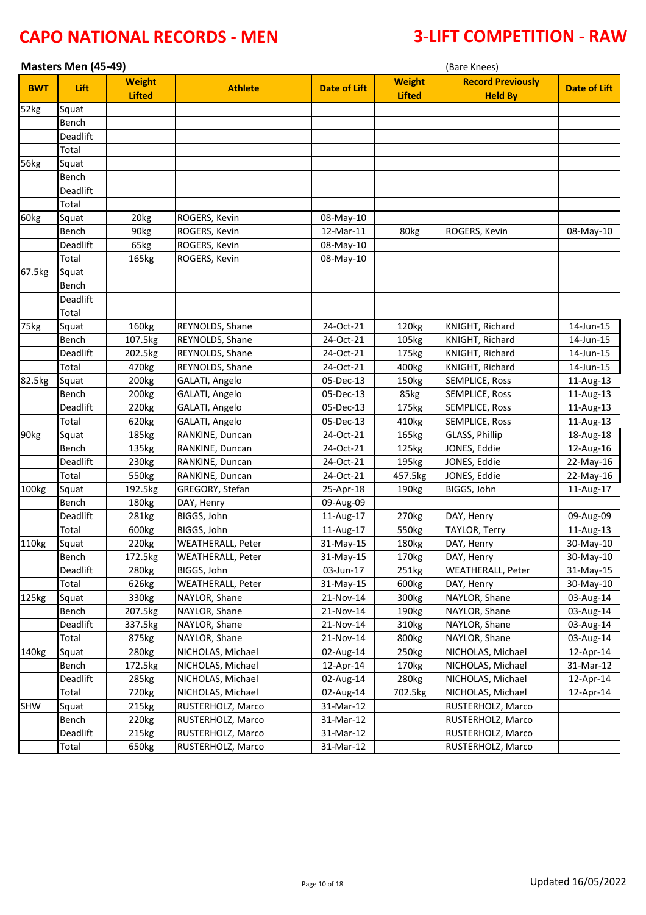# CAPO NATIONAL RECORDS - MEN

# 3-LIFT COMPETITION - RAW

## Masters Men (45-49)

(Bare Knees)

| BWT | Lift | Weight Lifted | Athlete | Date of Lift | Weight Lifted | Record Previously Held By | Date of Lift |
|---|---|---|---|---|---|---|---|
| 52kg | Squat | | | | | | |
| | Bench | | | | | | |
| | Deadlift | | | | | | |
| | Total | | | | | | |
| 56kg | Squat | | | | | | |
| | Bench | | | | | | |
| | Deadlift | | | | | | |
| | Total | | | | | | |
| 60kg | Squat | 20kg | ROGERS, Kevin | 08-May-10 | | | |
| | Bench | 90kg | ROGERS, Kevin | 12-Mar-11 | 80kg | ROGERS, Kevin | 08-May-10 |
| | Deadlift | 65kg | ROGERS, Kevin | 08-May-10 | | | |
| | Total | 165kg | ROGERS, Kevin | 08-May-10 | | | |
| 67.5kg | Squat | | | | | | |
| | Bench | | | | | | |
| | Deadlift | | | | | | |
| | Total | | | | | | |
| 75kg | Squat | 160kg | REYNOLDS, Shane | 24-Oct-21 | 120kg | KNIGHT, Richard | 14-Jun-15 |
| | Bench | 107.5kg | REYNOLDS, Shane | 24-Oct-21 | 105kg | KNIGHT, Richard | 14-Jun-15 |
| | Deadlift | 202.5kg | REYNOLDS, Shane | 24-Oct-21 | 175kg | KNIGHT, Richard | 14-Jun-15 |
| | Total | 470kg | REYNOLDS, Shane | 24-Oct-21 | 400kg | KNIGHT, Richard | 14-Jun-15 |
| 82.5kg | Squat | 200kg | GALATI, Angelo | 05-Dec-13 | 150kg | SEMPLICE, Ross | 11-Aug-13 |
| | Bench | 200kg | GALATI, Angelo | 05-Dec-13 | 85kg | SEMPLICE, Ross | 11-Aug-13 |
| | Deadlift | 220kg | GALATI, Angelo | 05-Dec-13 | 175kg | SEMPLICE, Ross | 11-Aug-13 |
| | Total | 620kg | GALATI, Angelo | 05-Dec-13 | 410kg | SEMPLICE, Ross | 11-Aug-13 |
| 90kg | Squat | 185kg | RANKINE, Duncan | 24-Oct-21 | 165kg | GLASS, Phillip | 18-Aug-18 |
| | Bench | 135kg | RANKINE, Duncan | 24-Oct-21 | 125kg | JONES, Eddie | 12-Aug-16 |
| | Deadlift | 230kg | RANKINE, Duncan | 24-Oct-21 | 195kg | JONES, Eddie | 22-May-16 |
| | Total | 550kg | RANKINE, Duncan | 24-Oct-21 | 457.5kg | JONES, Eddie | 22-May-16 |
| 100kg | Squat | 192.5kg | GREGORY, Stefan | 25-Apr-18 | 190kg | BIGGS, John | 11-Aug-17 |
| | Bench | 180kg | DAY, Henry | 09-Aug-09 | | | |
| | Deadlift | 281kg | BIGGS, John | 11-Aug-17 | 270kg | DAY, Henry | 09-Aug-09 |
| | Total | 600kg | BIGGS, John | 11-Aug-17 | 550kg | TAYLOR, Terry | 11-Aug-13 |
| 110kg | Squat | 220kg | WEATHERALL, Peter | 31-May-15 | 180kg | DAY, Henry | 30-May-10 |
| | Bench | 172.5kg | WEATHERALL, Peter | 31-May-15 | 170kg | DAY, Henry | 30-May-10 |
| | Deadlift | 280kg | BIGGS, John | 03-Jun-17 | 251kg | WEATHERALL, Peter | 31-May-15 |
| | Total | 626kg | WEATHERALL, Peter | 31-May-15 | 600kg | DAY, Henry | 30-May-10 |
| 125kg | Squat | 330kg | NAYLOR, Shane | 21-Nov-14 | 300kg | NAYLOR, Shane | 03-Aug-14 |
| | Bench | 207.5kg | NAYLOR, Shane | 21-Nov-14 | 190kg | NAYLOR, Shane | 03-Aug-14 |
| | Deadlift | 337.5kg | NAYLOR, Shane | 21-Nov-14 | 310kg | NAYLOR, Shane | 03-Aug-14 |
| | Total | 875kg | NAYLOR, Shane | 21-Nov-14 | 800kg | NAYLOR, Shane | 03-Aug-14 |
| 140kg | Squat | 280kg | NICHOLAS, Michael | 02-Aug-14 | 250kg | NICHOLAS, Michael | 12-Apr-14 |
| | Bench | 172.5kg | NICHOLAS, Michael | 12-Apr-14 | 170kg | NICHOLAS, Michael | 31-Mar-12 |
| | Deadlift | 285kg | NICHOLAS, Michael | 02-Aug-14 | 280kg | NICHOLAS, Michael | 12-Apr-14 |
| | Total | 720kg | NICHOLAS, Michael | 02-Aug-14 | 702.5kg | NICHOLAS, Michael | 12-Apr-14 |
| SHW | Squat | 215kg | RUSTERHOLZ, Marco | 31-Mar-12 | | RUSTERHOLZ, Marco | |
| | Bench | 220kg | RUSTERHOLZ, Marco | 31-Mar-12 | | RUSTERHOLZ, Marco | |
| | Deadlift | 215kg | RUSTERHOLZ, Marco | 31-Mar-12 | | RUSTERHOLZ, Marco | |
| | Total | 650kg | RUSTERHOLZ, Marco | 31-Mar-12 | | RUSTERHOLZ, Marco | |

Updated 16/05/2022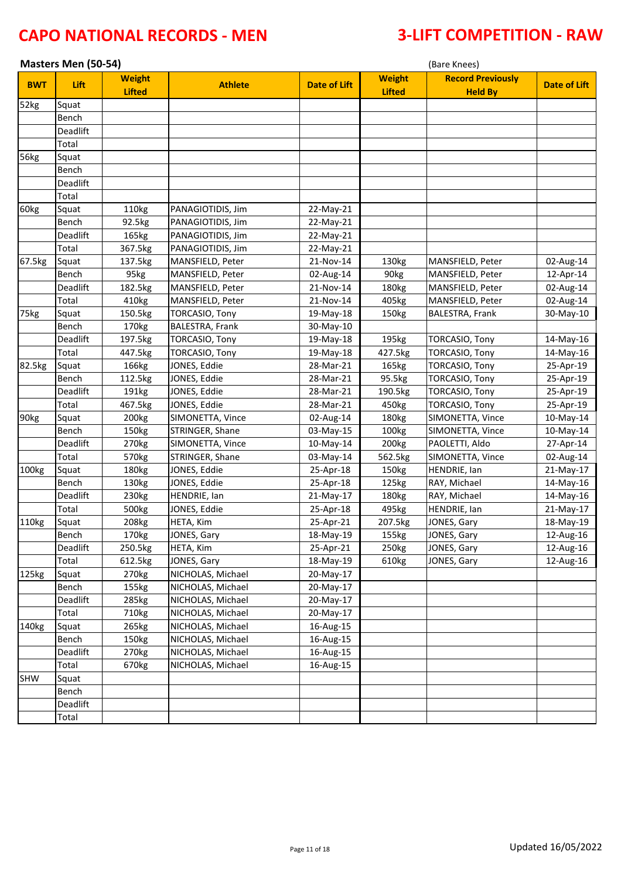# CAPO NATIONAL RECORDS - MEN

# 3-LIFT COMPETITION - RAW

## Masters Men (50-54)

(Bare Knees)

| BWT | Lift | Weight Lifted | Athlete | Date of Lift | Weight Lifted | Record Previously Held By | Date of Lift |
|---|---|---|---|---|---|---|---|
| 52kg | Squat | | | | | | |
| | Bench | | | | | | |
| | Deadlift | | | | | | |
| | Total | | | | | | |
| 56kg | Squat | | | | | | |
| | Bench | | | | | | |
| | Deadlift | | | | | | |
| | Total | | | | | | |
| 60kg | Squat | 110kg | PANAGIOTIDIS, Jim | 22-May-21 | | | |
| | Bench | 92.5kg | PANAGIOTIDIS, Jim | 22-May-21 | | | |
| | Deadlift | 165kg | PANAGIOTIDIS, Jim | 22-May-21 | | | |
| | Total | 367.5kg | PANAGIOTIDIS, Jim | 22-May-21 | | | |
| 67.5kg | Squat | 137.5kg | MANSFIELD, Peter | 21-Nov-14 | 130kg | MANSFIELD, Peter | 02-Aug-14 |
| | Bench | 95kg | MANSFIELD, Peter | 02-Aug-14 | 90kg | MANSFIELD, Peter | 12-Apr-14 |
| | Deadlift | 182.5kg | MANSFIELD, Peter | 21-Nov-14 | 180kg | MANSFIELD, Peter | 02-Aug-14 |
| | Total | 410kg | MANSFIELD, Peter | 21-Nov-14 | 405kg | MANSFIELD, Peter | 02-Aug-14 |
| 75kg | Squat | 150.5kg | TORCASIO, Tony | 19-May-18 | 150kg | BALESTRA, Frank | 30-May-10 |
| | Bench | 170kg | BALESTRA, Frank | 30-May-10 | | | |
| | Deadlift | 197.5kg | TORCASIO, Tony | 19-May-18 | 195kg | TORCASIO, Tony | 14-May-16 |
| | Total | 447.5kg | TORCASIO, Tony | 19-May-18 | 427.5kg | TORCASIO, Tony | 14-May-16 |
| 82.5kg | Squat | 166kg | JONES, Eddie | 28-Mar-21 | 165kg | TORCASIO, Tony | 25-Apr-19 |
| | Bench | 112.5kg | JONES, Eddie | 28-Mar-21 | 95.5kg | TORCASIO, Tony | 25-Apr-19 |
| | Deadlift | 191kg | JONES, Eddie | 28-Mar-21 | 190.5kg | TORCASIO, Tony | 25-Apr-19 |
| | Total | 467.5kg | JONES, Eddie | 28-Mar-21 | 450kg | TORCASIO, Tony | 25-Apr-19 |
| 90kg | Squat | 200kg | SIMONETTA, Vince | 02-Aug-14 | 180kg | SIMONETTA, Vince | 10-May-14 |
| | Bench | 150kg | STRINGER, Shane | 03-May-15 | 100kg | SIMONETTA, Vince | 10-May-14 |
| | Deadlift | 270kg | SIMONETTA, Vince | 10-May-14 | 200kg | PAOLETTI, Aldo | 27-Apr-14 |
| | Total | 570kg | STRINGER, Shane | 03-May-14 | 562.5kg | SIMONETTA, Vince | 02-Aug-14 |
| 100kg | Squat | 180kg | JONES, Eddie | 25-Apr-18 | 150kg | HENDRIE, Ian | 21-May-17 |
| | Bench | 130kg | JONES, Eddie | 25-Apr-18 | 125kg | RAY, Michael | 14-May-16 |
| | Deadlift | 230kg | HENDRIE, Ian | 21-May-17 | 180kg | RAY, Michael | 14-May-16 |
| | Total | 500kg | JONES, Eddie | 25-Apr-18 | 495kg | HENDRIE, Ian | 21-May-17 |
| 110kg | Squat | 208kg | HETA, Kim | 25-Apr-21 | 207.5kg | JONES, Gary | 18-May-19 |
| | Bench | 170kg | JONES, Gary | 18-May-19 | 155kg | JONES, Gary | 12-Aug-16 |
| | Deadlift | 250.5kg | HETA, Kim | 25-Apr-21 | 250kg | JONES, Gary | 12-Aug-16 |
| | Total | 612.5kg | JONES, Gary | 18-May-19 | 610kg | JONES, Gary | 12-Aug-16 |
| 125kg | Squat | 270kg | NICHOLAS, Michael | 20-May-17 | | | |
| | Bench | 155kg | NICHOLAS, Michael | 20-May-17 | | | |
| | Deadlift | 285kg | NICHOLAS, Michael | 20-May-17 | | | |
| | Total | 710kg | NICHOLAS, Michael | 20-May-17 | | | |
| 140kg | Squat | 265kg | NICHOLAS, Michael | 16-Aug-15 | | | |
| | Bench | 150kg | NICHOLAS, Michael | 16-Aug-15 | | | |
| | Deadlift | 270kg | NICHOLAS, Michael | 16-Aug-15 | | | |
| | Total | 670kg | NICHOLAS, Michael | 16-Aug-15 | | | |
| SHW | Squat | | | | | | |
| | Bench | | | | | | |
| | Deadlift | | | | | | |
| | Total | | | | | | |

Updated 16/05/2022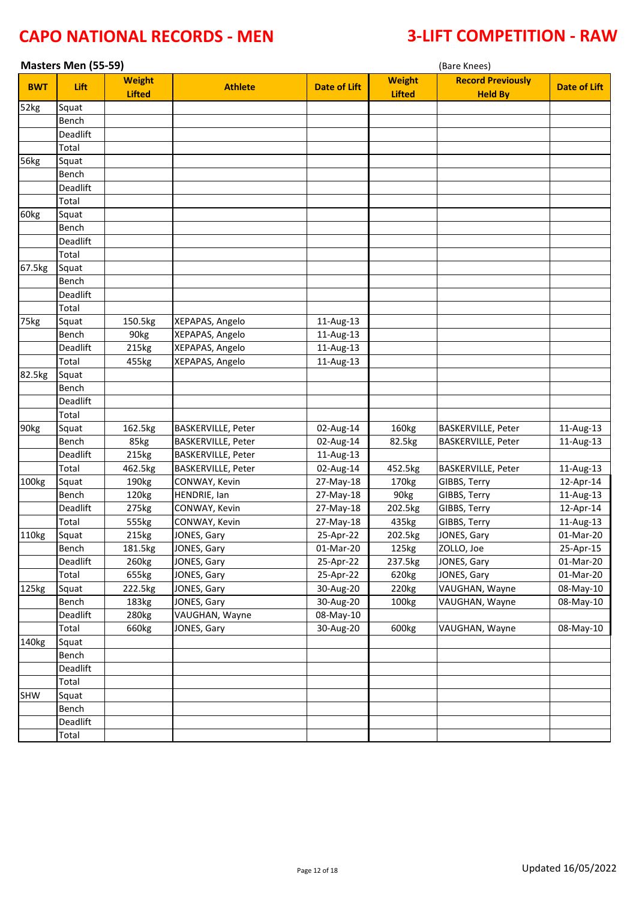# CAPO NATIONAL RECORDS - MEN

# 3-LIFT COMPETITION - RAW

**Masters Men (55-59)**

(Bare Knees)

| BWT | Lift | Weight Lifted | Athlete | Date of Lift | Weight Lifted | Record Previously Held By | Date of Lift |
|---|---|---|---|---|---|---|---|
| 52kg | Squat | | | | | | |
| | Bench | | | | | | |
| | Deadlift | | | | | | |
| | Total | | | | | | |
| 56kg | Squat | | | | | | |
| | Bench | | | | | | |
| | Deadlift | | | | | | |
| | Total | | | | | | |
| 60kg | Squat | | | | | | |
| | Bench | | | | | | |
| | Deadlift | | | | | | |
| | Total | | | | | | |
| 67.5kg | Squat | | | | | | |
| | Bench | | | | | | |
| | Deadlift | | | | | | |
| | Total | | | | | | |
| 75kg | Squat | 150.5kg | XEPAPAS, Angelo | 11-Aug-13 | | | |
| | Bench | 90kg | XEPAPAS, Angelo | 11-Aug-13 | | | |
| | Deadlift | 215kg | XEPAPAS, Angelo | 11-Aug-13 | | | |
| | Total | 455kg | XEPAPAS, Angelo | 11-Aug-13 | | | |
| 82.5kg | Squat | | | | | | |
| | Bench | | | | | | |
| | Deadlift | | | | | | |
| | Total | | | | | | |
| 90kg | Squat | 162.5kg | BASKERVILLE, Peter | 02-Aug-14 | 160kg | BASKERVILLE, Peter | 11-Aug-13 |
| | Bench | 85kg | BASKERVILLE, Peter | 02-Aug-14 | 82.5kg | BASKERVILLE, Peter | 11-Aug-13 |
| | Deadlift | 215kg | BASKERVILLE, Peter | 11-Aug-13 | | | |
| | Total | 462.5kg | BASKERVILLE, Peter | 02-Aug-14 | 452.5kg | BASKERVILLE, Peter | 11-Aug-13 |
| 100kg | Squat | 190kg | CONWAY, Kevin | 27-May-18 | 170kg | GIBBS, Terry | 12-Apr-14 |
| | Bench | 120kg | HENDRIE, Ian | 27-May-18 | 90kg | GIBBS, Terry | 11-Aug-13 |
| | Deadlift | 275kg | CONWAY, Kevin | 27-May-18 | 202.5kg | GIBBS, Terry | 12-Apr-14 |
| | Total | 555kg | CONWAY, Kevin | 27-May-18 | 435kg | GIBBS, Terry | 11-Aug-13 |
| 110kg | Squat | 215kg | JONES, Gary | 25-Apr-22 | 202.5kg | JONES, Gary | 01-Mar-20 |
| | Bench | 181.5kg | JONES, Gary | 01-Mar-20 | 125kg | ZOLLO, Joe | 25-Apr-15 |
| | Deadlift | 260kg | JONES, Gary | 25-Apr-22 | 237.5kg | JONES, Gary | 01-Mar-20 |
| | Total | 655kg | JONES, Gary | 25-Apr-22 | 620kg | JONES, Gary | 01-Mar-20 |
| 125kg | Squat | 222.5kg | JONES, Gary | 30-Aug-20 | 220kg | VAUGHAN, Wayne | 08-May-10 |
| | Bench | 183kg | JONES, Gary | 30-Aug-20 | 100kg | VAUGHAN, Wayne | 08-May-10 |
| | Deadlift | 280kg | VAUGHAN, Wayne | 08-May-10 | | | |
| | Total | 660kg | JONES, Gary | 30-Aug-20 | 600kg | VAUGHAN, Wayne | 08-May-10 |
| 140kg | Squat | | | | | | |
| | Bench | | | | | | |
| | Deadlift | | | | | | |
| | Total | | | | | | |
| SHW | Squat | | | | | | |
| | Bench | | | | | | |
| | Deadlift | | | | | | |
| | Total | | | | | | |

Updated 16/05/2022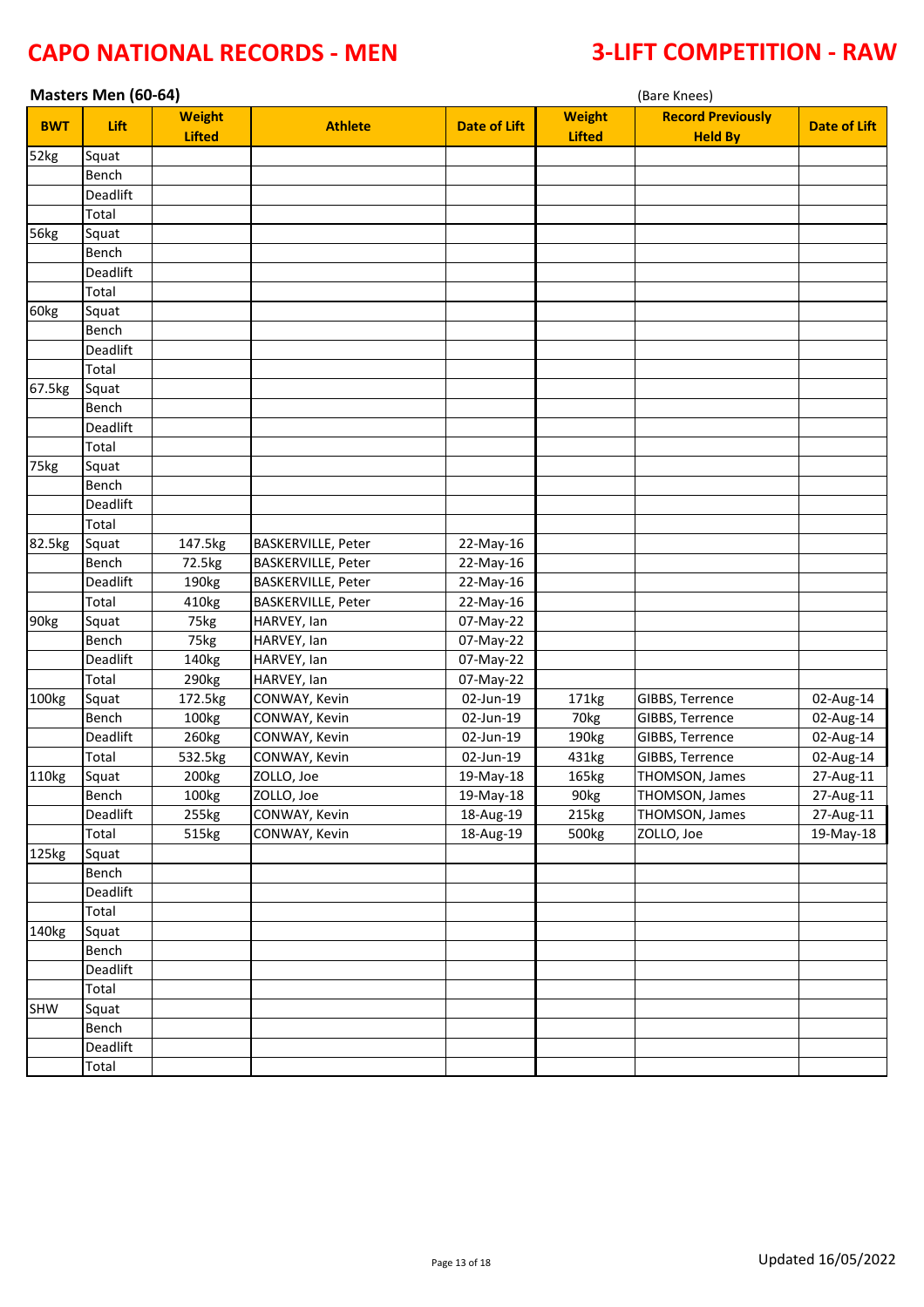# CAPO NATIONAL RECORDS - MEN

# 3-LIFT COMPETITION - RAW

**Masters Men (60-64)** (Bare Knees)

| BWT | Lift | Weight Lifted | Athlete | Date of Lift | Weight Lifted | Record Previously Held By | Date of Lift |
|---|---|---|---|---|---|---|---|
| 52kg | Squat | | | | | | |
| | Bench | | | | | | |
| | Deadlift | | | | | | |
| | Total | | | | | | |
| 56kg | Squat | | | | | | |
| | Bench | | | | | | |
| | Deadlift | | | | | | |
| | Total | | | | | | |
| 60kg | Squat | | | | | | |
| | Bench | | | | | | |
| | Deadlift | | | | | | |
| | Total | | | | | | |
| 67.5kg | Squat | | | | | | |
| | Bench | | | | | | |
| | Deadlift | | | | | | |
| | Total | | | | | | |
| 75kg | Squat | | | | | | |
| | Bench | | | | | | |
| | Deadlift | | | | | | |
| | Total | | | | | | |
| 82.5kg | Squat | 147.5kg | BASKERVILLE, Peter | 22-May-16 | | | |
| | Bench | 72.5kg | BASKERVILLE, Peter | 22-May-16 | | | |
| | Deadlift | 190kg | BASKERVILLE, Peter | 22-May-16 | | | |
| | Total | 410kg | BASKERVILLE, Peter | 22-May-16 | | | |
| 90kg | Squat | 75kg | HARVEY, Ian | 07-May-22 | | | |
| | Bench | 75kg | HARVEY, Ian | 07-May-22 | | | |
| | Deadlift | 140kg | HARVEY, Ian | 07-May-22 | | | |
| | Total | 290kg | HARVEY, Ian | 07-May-22 | | | |
| 100kg | Squat | 172.5kg | CONWAY, Kevin | 02-Jun-19 | 171kg | GIBBS, Terrence | 02-Aug-14 |
| | Bench | 100kg | CONWAY, Kevin | 02-Jun-19 | 70kg | GIBBS, Terrence | 02-Aug-14 |
| | Deadlift | 260kg | CONWAY, Kevin | 02-Jun-19 | 190kg | GIBBS, Terrence | 02-Aug-14 |
| | Total | 532.5kg | CONWAY, Kevin | 02-Jun-19 | 431kg | GIBBS, Terrence | 02-Aug-14 |
| 110kg | Squat | 200kg | ZOLLO, Joe | 19-May-18 | 165kg | THOMSON, James | 27-Aug-11 |
| | Bench | 100kg | ZOLLO, Joe | 19-May-18 | 90kg | THOMSON, James | 27-Aug-11 |
| | Deadlift | 255kg | CONWAY, Kevin | 18-Aug-19 | 215kg | THOMSON, James | 27-Aug-11 |
| | Total | 515kg | CONWAY, Kevin | 18-Aug-19 | 500kg | ZOLLO, Joe | 19-May-18 |
| 125kg | Squat | | | | | | |
| | Bench | | | | | | |
| | Deadlift | | | | | | |
| | Total | | | | | | |
| 140kg | Squat | | | | | | |
| | Bench | | | | | | |
| | Deadlift | | | | | | |
| | Total | | | | | | |
| SHW | Squat | | | | | | |
| | Bench | | | | | | |
| | Deadlift | | | | | | |
| | Total | | | | | | |

Updated 16/05/2022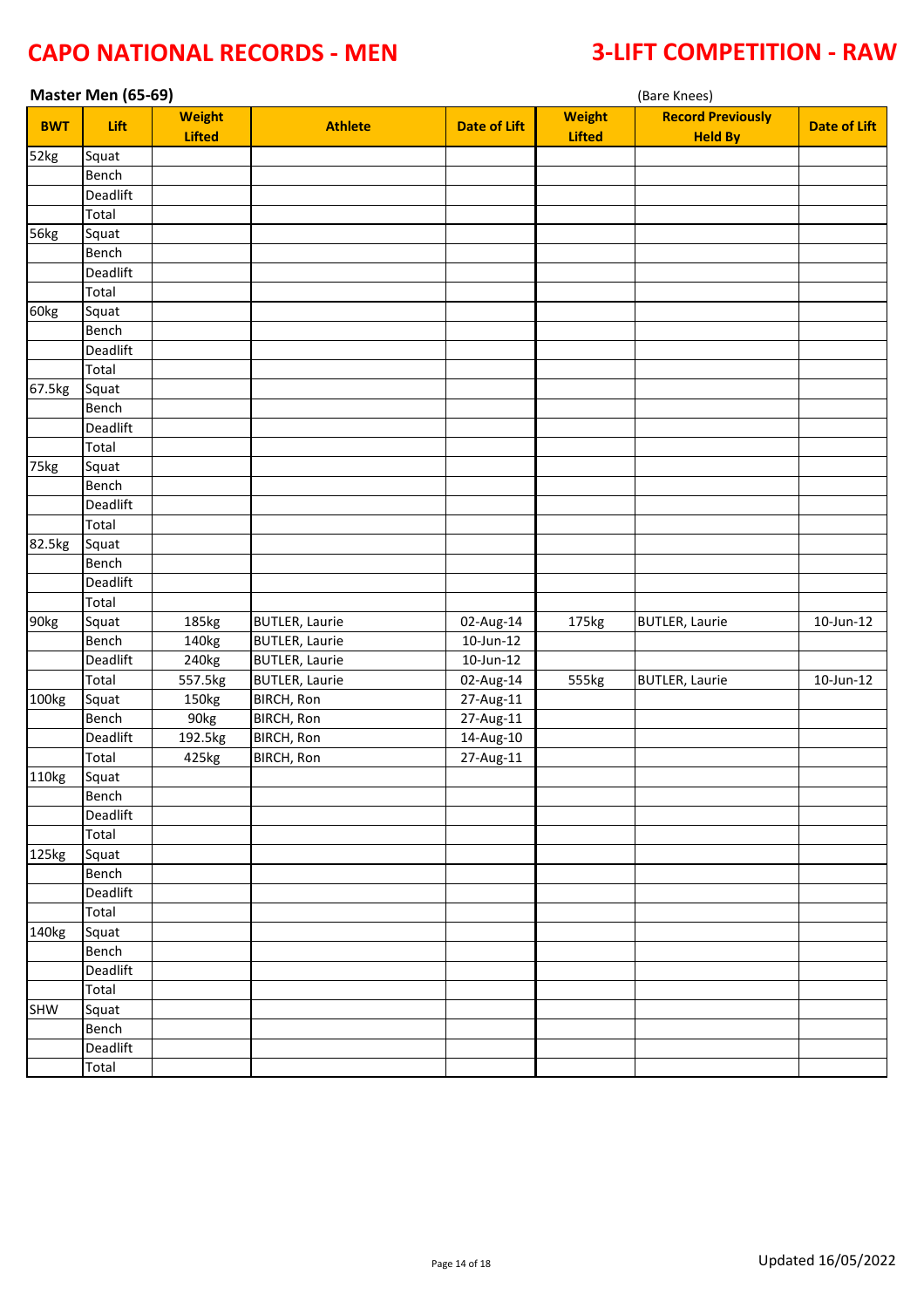# CAPO NATIONAL RECORDS - MEN

# 3-LIFT COMPETITION - RAW

**Master Men (65-69)** (Bare Knees)

| BWT | Lift | Weight Lifted | Athlete | Date of Lift | Weight Lifted | Record Previously Held By | Date of Lift |
|---|---|---|---|---|---|---|---|
| 52kg | Squat | | | | | | |
| | Bench | | | | | | |
| | Deadlift | | | | | | |
| | Total | | | | | | |
| 56kg | Squat | | | | | | |
| | Bench | | | | | | |
| | Deadlift | | | | | | |
| | Total | | | | | | |
| 60kg | Squat | | | | | | |
| | Bench | | | | | | |
| | Deadlift | | | | | | |
| | Total | | | | | | |
| 67.5kg | Squat | | | | | | |
| | Bench | | | | | | |
| | Deadlift | | | | | | |
| | Total | | | | | | |
| 75kg | Squat | | | | | | |
| | Bench | | | | | | |
| | Deadlift | | | | | | |
| | Total | | | | | | |
| 82.5kg | Squat | | | | | | |
| | Bench | | | | | | |
| | Deadlift | | | | | | |
| | Total | | | | | | |
| 90kg | Squat | 185kg | BUTLER, Laurie | 02-Aug-14 | 175kg | BUTLER, Laurie | 10-Jun-12 |
| | Bench | 140kg | BUTLER, Laurie | 10-Jun-12 | | | |
| | Deadlift | 240kg | BUTLER, Laurie | 10-Jun-12 | | | |
| | Total | 557.5kg | BUTLER, Laurie | 02-Aug-14 | 555kg | BUTLER, Laurie | 10-Jun-12 |
| 100kg | Squat | 150kg | BIRCH, Ron | 27-Aug-11 | | | |
| | Bench | 90kg | BIRCH, Ron | 27-Aug-11 | | | |
| | Deadlift | 192.5kg | BIRCH, Ron | 14-Aug-10 | | | |
| | Total | 425kg | BIRCH, Ron | 27-Aug-11 | | | |
| 110kg | Squat | | | | | | |
| | Bench | | | | | | |
| | Deadlift | | | | | | |
| | Total | | | | | | |
| 125kg | Squat | | | | | | |
| | Bench | | | | | | |
| | Deadlift | | | | | | |
| | Total | | | | | | |
| 140kg | Squat | | | | | | |
| | Bench | | | | | | |
| | Deadlift | | | | | | |
| | Total | | | | | | |
| SHW | Squat | | | | | | |
| | Bench | | | | | | |
| | Deadlift | | | | | | |
| | Total | | | | | | |

Updated 16/05/2022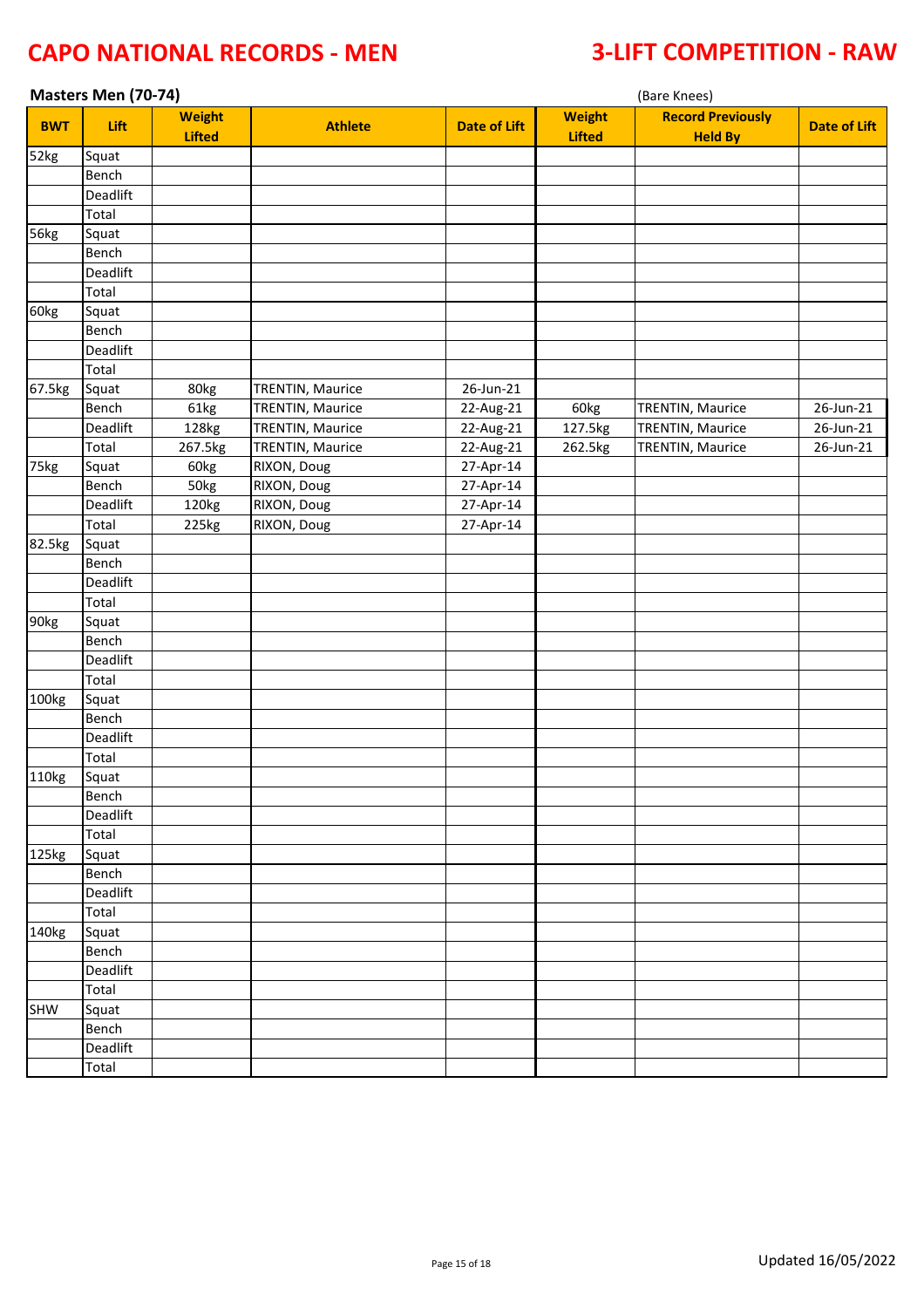# CAPO NATIONAL RECORDS - MEN

# 3-LIFT COMPETITION - RAW

## Masters Men (70-74)

(Bare Knees)

| BWT | Lift | Weight Lifted | Athlete | Date of Lift | Weight Lifted | Record Previously Held By | Date of Lift |
|---|---|---|---|---|---|---|---|
| 52kg | Squat | | | | | | |
| | Bench | | | | | | |
| | Deadlift | | | | | | |
| | Total | | | | | | |
| 56kg | Squat | | | | | | |
| | Bench | | | | | | |
| | Deadlift | | | | | | |
| | Total | | | | | | |
| 60kg | Squat | | | | | | |
| | Bench | | | | | | |
| | Deadlift | | | | | | |
| | Total | | | | | | |
| 67.5kg | Squat | 80kg | TRENTIN, Maurice | 26-Jun-21 | | | |
| | Bench | 61kg | TRENTIN, Maurice | 22-Aug-21 | 60kg | TRENTIN, Maurice | 26-Jun-21 |
| | Deadlift | 128kg | TRENTIN, Maurice | 22-Aug-21 | 127.5kg | TRENTIN, Maurice | 26-Jun-21 |
| | Total | 267.5kg | TRENTIN, Maurice | 22-Aug-21 | 262.5kg | TRENTIN, Maurice | 26-Jun-21 |
| 75kg | Squat | 60kg | RIXON, Doug | 27-Apr-14 | | | |
| | Bench | 50kg | RIXON, Doug | 27-Apr-14 | | | |
| | Deadlift | 120kg | RIXON, Doug | 27-Apr-14 | | | |
| | Total | 225kg | RIXON, Doug | 27-Apr-14 | | | |
| 82.5kg | Squat | | | | | | |
| | Bench | | | | | | |
| | Deadlift | | | | | | |
| | Total | | | | | | |
| 90kg | Squat | | | | | | |
| | Bench | | | | | | |
| | Deadlift | | | | | | |
| | Total | | | | | | |
| 100kg | Squat | | | | | | |
| | Bench | | | | | | |
| | Deadlift | | | | | | |
| | Total | | | | | | |
| 110kg | Squat | | | | | | |
| | Bench | | | | | | |
| | Deadlift | | | | | | |
| | Total | | | | | | |
| 125kg | Squat | | | | | | |
| | Bench | | | | | | |
| | Deadlift | | | | | | |
| | Total | | | | | | |
| 140kg | Squat | | | | | | |
| | Bench | | | | | | |
| | Deadlift | | | | | | |
| | Total | | | | | | |
| SHW | Squat | | | | | | |
| | Bench | | | | | | |
| | Deadlift | | | | | | |
| | Total | | | | | | |

Updated 16/05/2022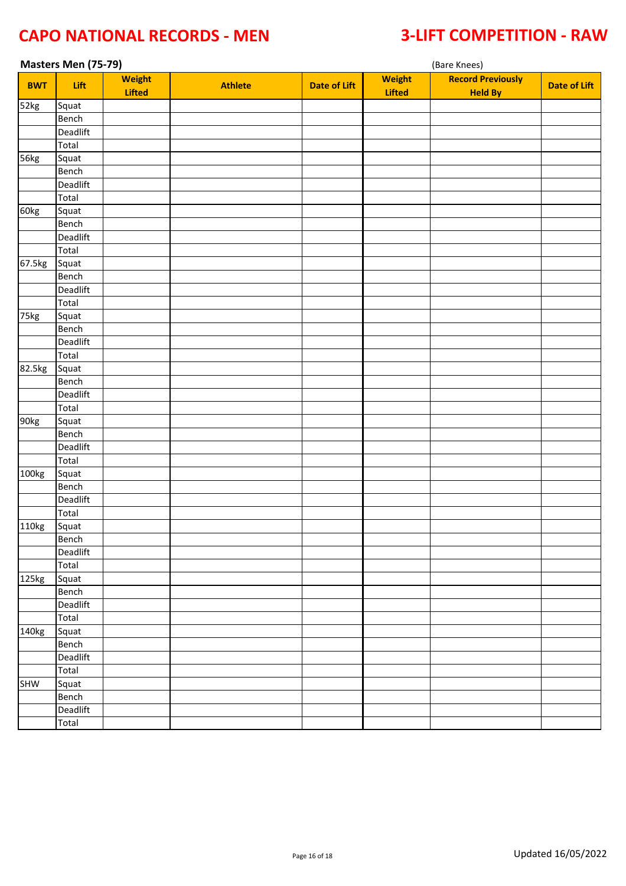# CAPO NATIONAL RECORDS - MEN

# 3-LIFT COMPETITION - RAW

**Masters Men (75-79)**

(Bare Knees)

| BWT | Lift | Weight Lifted | Athlete | Date of Lift | Weight Lifted | Record Previously Held By | Date of Lift |
|---|---|---|---|---|---|---|---|
| 52kg | Squat | | | | | | |
| | Bench | | | | | | |
| | Deadlift | | | | | | |
| | Total | | | | | | |
| 56kg | Squat | | | | | | |
| | Bench | | | | | | |
| | Deadlift | | | | | | |
| | Total | | | | | | |
| 60kg | Squat | | | | | | |
| | Bench | | | | | | |
| | Deadlift | | | | | | |
| | Total | | | | | | |
| 67.5kg | Squat | | | | | | |
| | Bench | | | | | | |
| | Deadlift | | | | | | |
| | Total | | | | | | |
| 75kg | Squat | | | | | | |
| | Bench | | | | | | |
| | Deadlift | | | | | | |
| | Total | | | | | | |
| 82.5kg | Squat | | | | | | |
| | Bench | | | | | | |
| | Deadlift | | | | | | |
| | Total | | | | | | |
| 90kg | Squat | | | | | | |
| | Bench | | | | | | |
| | Deadlift | | | | | | |
| | Total | | | | | | |
| 100kg | Squat | | | | | | |
| | Bench | | | | | | |
| | Deadlift | | | | | | |
| | Total | | | | | | |
| 110kg | Squat | | | | | | |
| | Bench | | | | | | |
| | Deadlift | | | | | | |
| | Total | | | | | | |
| 125kg | Squat | | | | | | |
| | Bench | | | | | | |
| | Deadlift | | | | | | |
| | Total | | | | | | |
| 140kg | Squat | | | | | | |
| | Bench | | | | | | |
| | Deadlift | | | | | | |
| | Total | | | | | | |
| SHW | Squat | | | | | | |
| | Bench | | | | | | |
| | Deadlift | | | | | | |
| | Total | | | | | | |

Updated 16/05/2022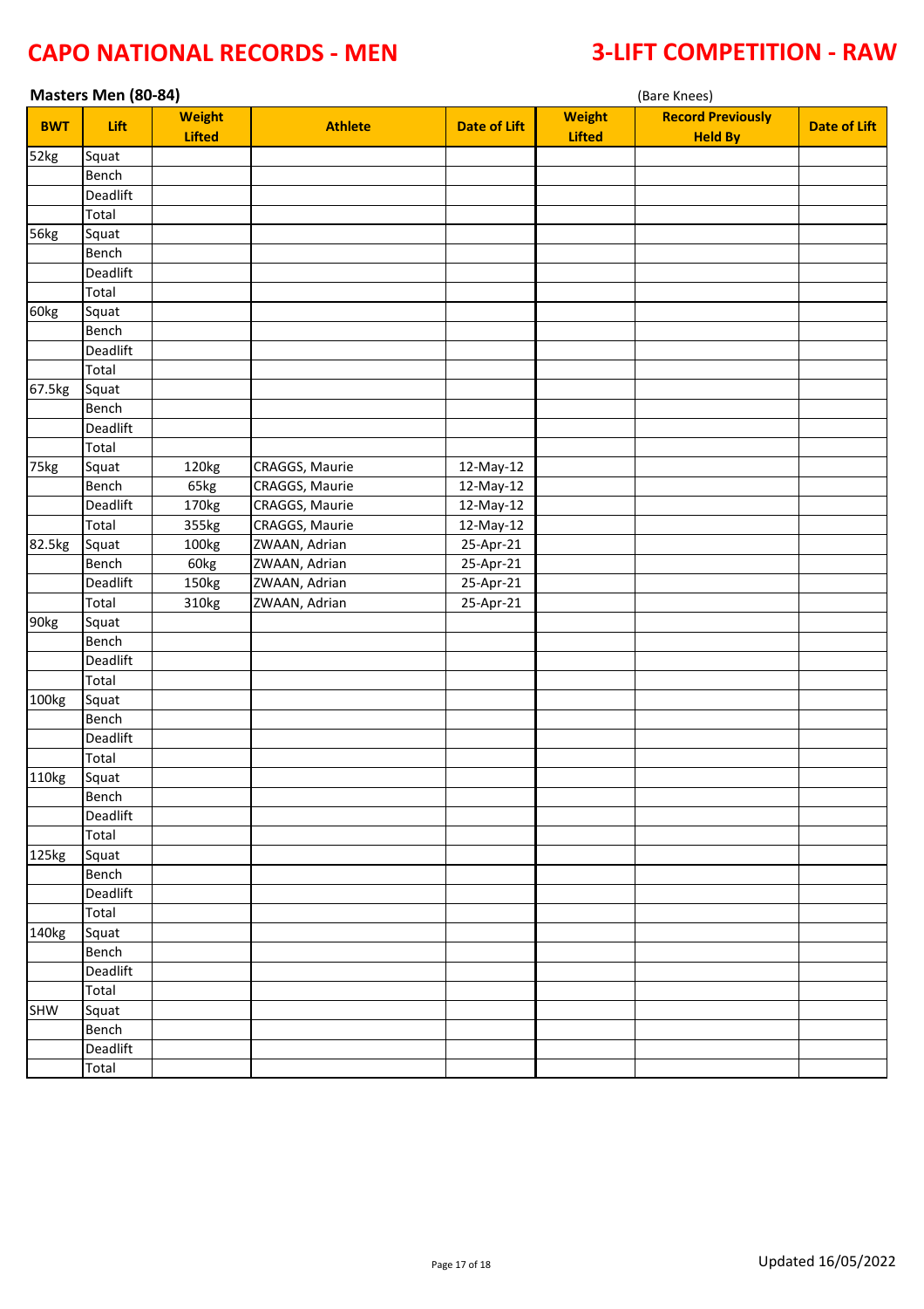# CAPO NATIONAL RECORDS - MEN

# 3-LIFT COMPETITION - RAW

**Masters Men (80-84)**

(Bare Knees)

| BWT | Lift | Weight Lifted | Athlete | Date of Lift | Weight Lifted | Record Previously Held By | Date of Lift |
|---|---|---|---|---|---|---|---|
| 52kg | Squat | | | | | | |
| | Bench | | | | | | |
| | Deadlift | | | | | | |
| | Total | | | | | | |
| 56kg | Squat | | | | | | |
| | Bench | | | | | | |
| | Deadlift | | | | | | |
| | Total | | | | | | |
| 60kg | Squat | | | | | | |
| | Bench | | | | | | |
| | Deadlift | | | | | | |
| | Total | | | | | | |
| 67.5kg | Squat | | | | | | |
| | Bench | | | | | | |
| | Deadlift | | | | | | |
| | Total | | | | | | |
| 75kg | Squat | 120kg | CRAGGS, Maurie | 12-May-12 | | | |
| | Bench | 65kg | CRAGGS, Maurie | 12-May-12 | | | |
| | Deadlift | 170kg | CRAGGS, Maurie | 12-May-12 | | | |
| | Total | 355kg | CRAGGS, Maurie | 12-May-12 | | | |
| 82.5kg | Squat | 100kg | ZWAAN, Adrian | 25-Apr-21 | | | |
| | Bench | 60kg | ZWAAN, Adrian | 25-Apr-21 | | | |
| | Deadlift | 150kg | ZWAAN, Adrian | 25-Apr-21 | | | |
| | Total | 310kg | ZWAAN, Adrian | 25-Apr-21 | | | |
| 90kg | Squat | | | | | | |
| | Bench | | | | | | |
| | Deadlift | | | | | | |
| | Total | | | | | | |
| 100kg | Squat | | | | | | |
| | Bench | | | | | | |
| | Deadlift | | | | | | |
| | Total | | | | | | |
| 110kg | Squat | | | | | | |
| | Bench | | | | | | |
| | Deadlift | | | | | | |
| | Total | | | | | | |
| 125kg | Squat | | | | | | |
| | Bench | | | | | | |
| | Deadlift | | | | | | |
| | Total | | | | | | |
| 140kg | Squat | | | | | | |
| | Bench | | | | | | |
| | Deadlift | | | | | | |
| | Total | | | | | | |
| SHW | Squat | | | | | | |
| | Bench | | | | | | |
| | Deadlift | | | | | | |
| | Total | | | | | | |

Updated 16/05/2022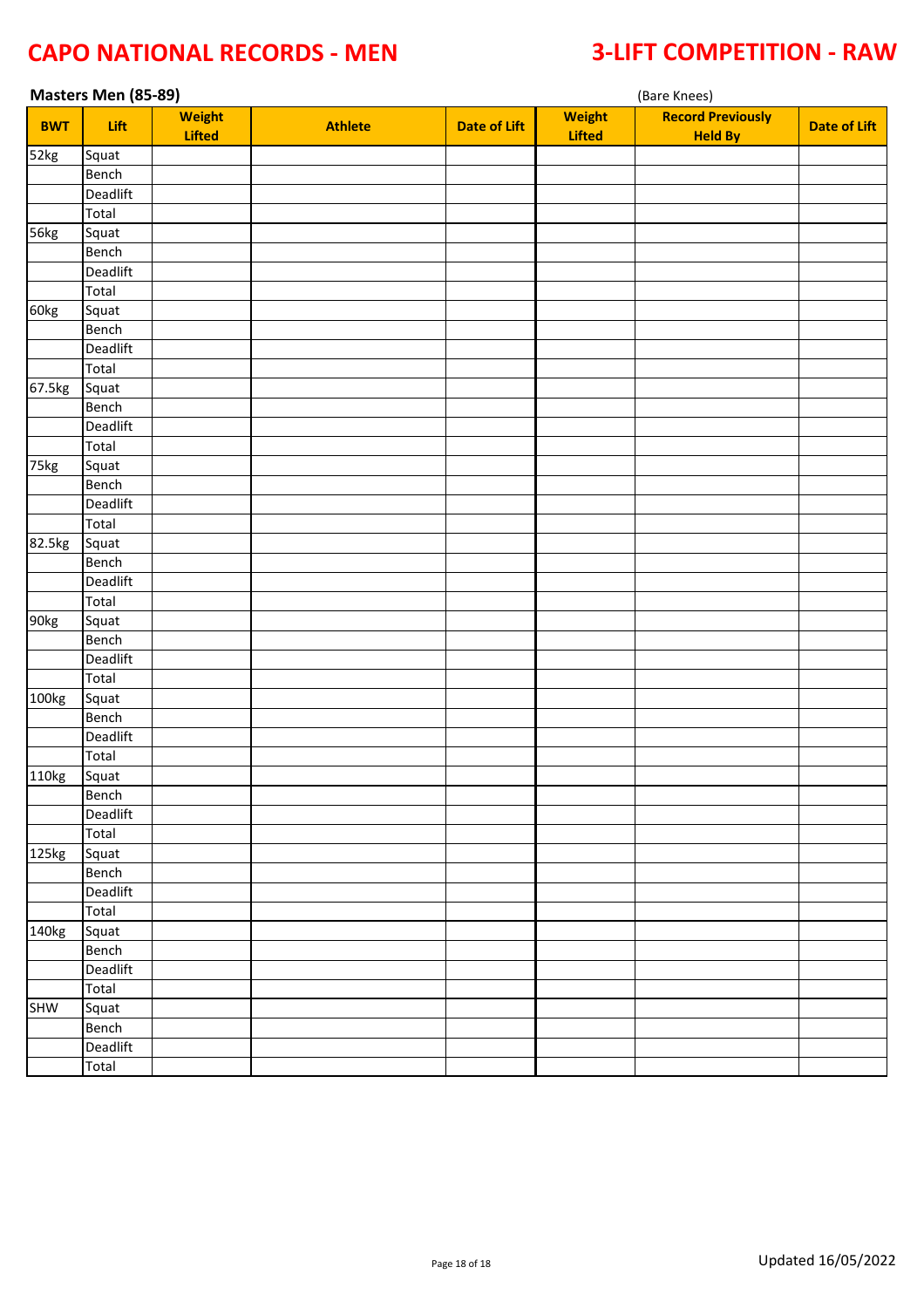# CAPO NATIONAL RECORDS - MEN

# 3-LIFT COMPETITION - RAW

## Masters Men (85-89)

(Bare Knees)

| BWT | Lift | Weight Lifted | Athlete | Date of Lift | Weight Lifted | Record Previously Held By | Date of Lift |
|---|---|---|---|---|---|---|---|
| 52kg | Squat | | | | | | |
| | Bench | | | | | | |
| | Deadlift | | | | | | |
| | Total | | | | | | |
| 56kg | Squat | | | | | | |
| | Bench | | | | | | |
| | Deadlift | | | | | | |
| | Total | | | | | | |
| 60kg | Squat | | | | | | |
| | Bench | | | | | | |
| | Deadlift | | | | | | |
| | Total | | | | | | |
| 67.5kg | Squat | | | | | | |
| | Bench | | | | | | |
| | Deadlift | | | | | | |
| | Total | | | | | | |
| 75kg | Squat | | | | | | |
| | Bench | | | | | | |
| | Deadlift | | | | | | |
| | Total | | | | | | |
| 82.5kg | Squat | | | | | | |
| | Bench | | | | | | |
| | Deadlift | | | | | | |
| | Total | | | | | | |
| 90kg | Squat | | | | | | |
| | Bench | | | | | | |
| | Deadlift | | | | | | |
| | Total | | | | | | |
| 100kg | Squat | | | | | | |
| | Bench | | | | | | |
| | Deadlift | | | | | | |
| | Total | | | | | | |
| 110kg | Squat | | | | | | |
| | Bench | | | | | | |
| | Deadlift | | | | | | |
| | Total | | | | | | |
| 125kg | Squat | | | | | | |
| | Bench | | | | | | |
| | Deadlift | | | | | | |
| | Total | | | | | | |
| 140kg | Squat | | | | | | |
| | Bench | | | | | | |
| | Deadlift | | | | | | |
| | Total | | | | | | |
| SHW | Squat | | | | | | |
| | Bench | | | | | | |
| | Deadlift | | | | | | |
| | Total | | | | | | |

Updated 16/05/2022